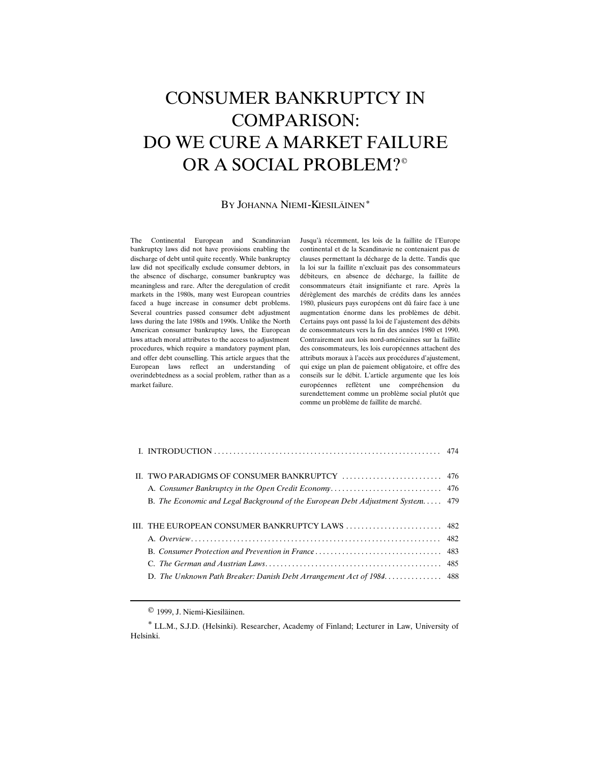# CONSUMER BANKRUPTCY IN COMPARISON: DO WE CURE A MARKET FAILURE OR A SOCIAL PROBLEM?©

By Johanna Niemi-Kiesiläinen*

The Continental European and Scandinavian bankruptcy laws did not have provisions enabling the discharge of debt until quite recently. While bankruptcy law did not specifically exclude consumer debtors, in the absence of discharge, consumer bankruptcy was meaningless and rare. After the deregulation of credit markets in the 1980s, many west European countries faced a huge increase in consumer debt problems. Several countries passed consumer debt adjustment laws during the late 1980s and 1990s. Unlike the North American consumer bankruptcy laws, the European laws attach moral attributes to the access to adjustment procedures, which require a mandatory payment plan, and offer debt counselling. This article argues that the European laws reflect an understanding of overindebtedness as a social problem, rather than as a market failure.

Jusqu'à récemment, les lois de la faillite de l'Europe continentale et de la Scandinavie ne contenaient pas de clauses permettant la décharge de la dette. Tandis que la loi sur la faillite n'excluait pas des consommateurs débiteurs, en absence de décharge, la faillite de consommateurs était insignifiante et rare. Après la dérèglement des marchés de crédits dans les années 1980, plusieurs pays européens ont dû faire face à une augmentation énorme dans les problèmes de débit. Certains pays ont passé la loi de l'ajustement des débits de consommateurs vers la fin des années 1980 et 1990. Contrairement aux lois nord-américaines sur la faillite des consommateurs, les lois européennes attachent des attributs moraux à l'accès aux procédures d'ajustement, qui exige un plan de paiement obligatoire, et offre des conseils sur le débit. L'article argumente que les lois européennes reflètent une compréhension du surendettement comme un problème social plutôt que comme un problème de faillite de marché.

| | | |
|---|---|---|
| I. | INTRODUCTION | 474 |
| II. | TWO PARADIGMS OF CONSUMER BANKRUPTCY | 476 |
| | A. *Consumer Bankruptcy in the Open Credit Economy* | 476 |
| | B. *The Economic and Legal Background of the European Debt Adjustment System* | 479 |
| III. | THE EUROPEAN CONSUMER BANKRUPTCY LAWS | 482 |
| | A. *Overview* | 482 |
| | B. *Consumer Protection and Prevention in France* | 483 |
| | C. *The German and Austrian Laws* | 485 |
| | D. *The Unknown Path Breaker: Danish Debt Arrangement Act of 1984* | 488 |

© 1999, J. Niemi-Kiesiläinen.

\* LL.M., S.J.D. (Helsinki). Researcher, Academy of Finland; Lecturer in Law, University of Helsinki.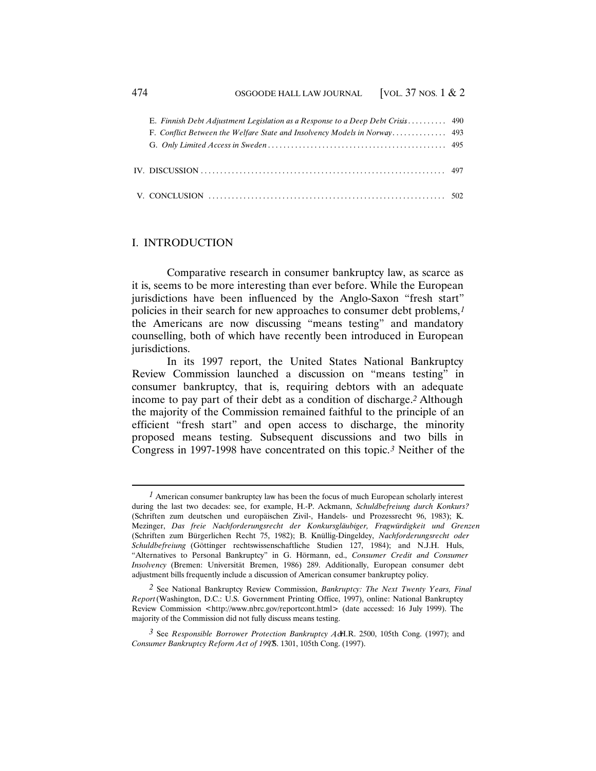E. *Finnish Debt Adjustment Legislation as a Response to a Deep Debt Crisis* . . . . . . . . . . 490
F. *Conflict Between the Welfare State and Insolvency Models in Norway* . . . . . . . . . . . . . 493
G. *Only Limited Access in Sweden* . . . . . . . . . . . . . . . . . . . . . . . . . . . . . . . . . . . . . . . . . . . . . 495

IV. DISCUSSION . . . . . . . . . . . . . . . . . . . . . . . . . . . . . . . . . . . . . . . . . . . . . . . . . . . . . . . . . . . . . . 497

V. CONCLUSION . . . . . . . . . . . . . . . . . . . . . . . . . . . . . . . . . . . . . . . . . . . . . . . . . . . . . . . . . . . . 502

## I. INTRODUCTION

Comparative research in consumer bankruptcy law, as scarce as it is, seems to be more interesting than ever before. While the European jurisdictions have been influenced by the Anglo-Saxon "fresh start" policies in their search for new approaches to consumer debt problems,[1] the Americans are now discussing "means testing" and mandatory counselling, both of which have recently been introduced in European jurisdictions.

In its 1997 report, the United States National Bankruptcy Review Commission launched a discussion on "means testing" in consumer bankruptcy, that is, requiring debtors with an adequate income to pay part of their debt as a condition of discharge.[2] Although the majority of the Commission remained faithful to the principle of an efficient "fresh start" and open access to discharge, the minority proposed means testing. Subsequent discussions and two bills in Congress in 1997-1998 have concentrated on this topic.[3] Neither of the

---

[1] American consumer bankruptcy law has been the focus of much European scholarly interest during the last two decades: see, for example, H.-P. Ackmann, *Schuldbefreiung durch Konkurs?* (Schriften zum deutschen und europäischen Zivil-, Handels- und Prozessrecht 96, 1983); K. Mezinger, *Das freie Nachforderungsrecht der Konkursgläubiger, Fragwürdigkeit und Grenzen* (Schriften zum Bürgerlichen Recht 75, 1982); B. Knüllig-Dingeldey, *Nachforderungsrecht oder Schuldbefreiung* (Göttinger rechtswissenschaftliche Studien 127, 1984); and N.J.H. Huls, "Alternatives to Personal Bankruptcy" in G. Hörmann, ed., *Consumer Credit and Consumer Insolvency* (Bremen: Universität Bremen, 1986) 289. Additionally, European consumer debt adjustment bills frequently include a discussion of American consumer bankruptcy policy.

[2] See National Bankruptcy Review Commission, *Bankruptcy: The Next Twenty Years, Final Report* (Washington, D.C.: U.S. Government Printing Office, 1997), online: National Bankruptcy Review Commission <http://www.nbrc.gov/reportcont.html> (date accessed: 16 July 1999). The majority of the Commission did not fully discuss means testing.

[3] See *Responsible Borrower Protection Bankruptcy Act*, H.R. 2500, 105th Cong. (1997); and *Consumer Bankruptcy Reform Act of 1997*, S. 1301, 105th Cong. (1997).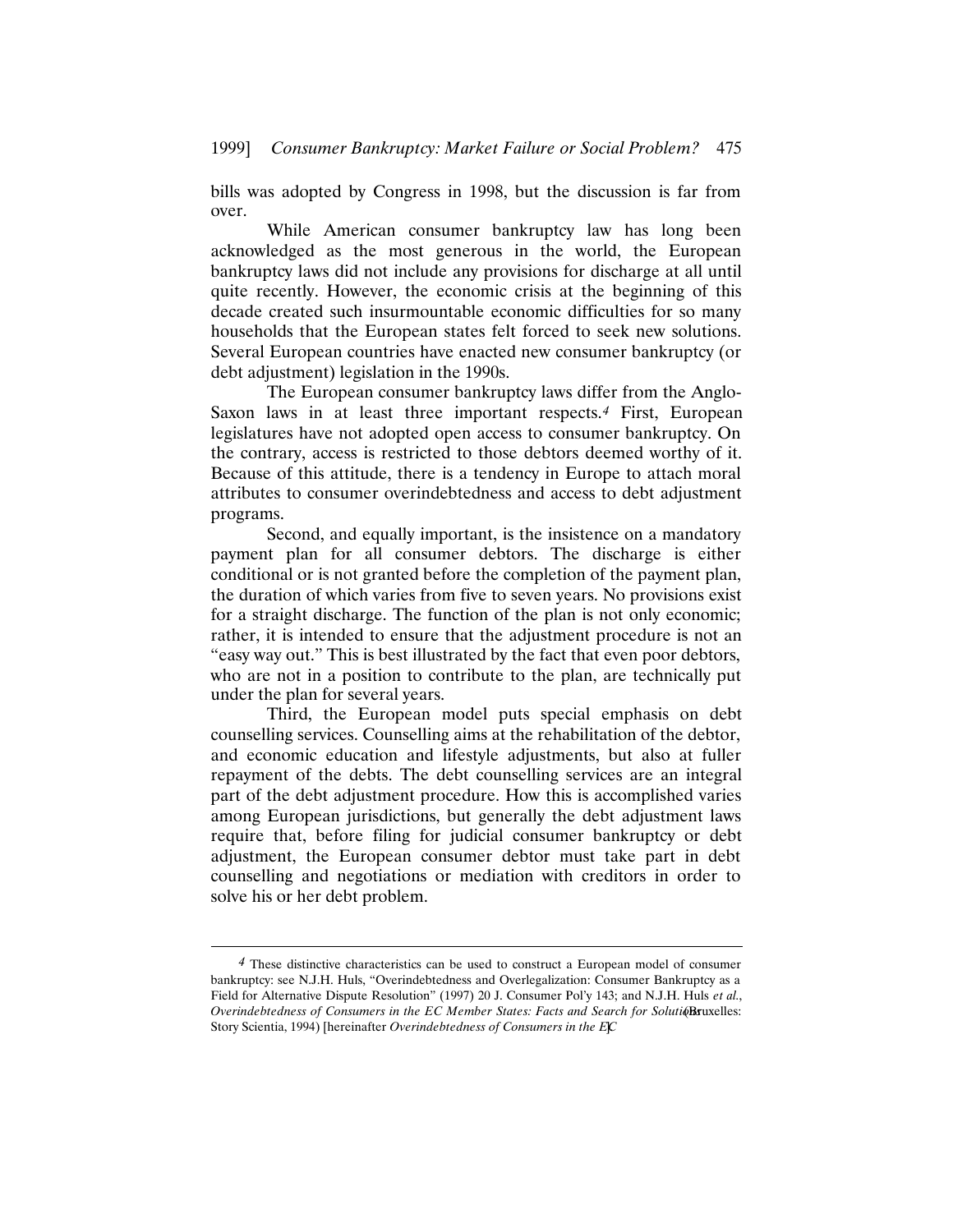bills was adopted by Congress in 1998, but the discussion is far from over.

While American consumer bankruptcy law has long been acknowledged as the most generous in the world, the European bankruptcy laws did not include any provisions for discharge at all until quite recently. However, the economic crisis at the beginning of this decade created such insurmountable economic difficulties for so many households that the European states felt forced to seek new solutions. Several European countries have enacted new consumer bankruptcy (or debt adjustment) legislation in the 1990s.

The European consumer bankruptcy laws differ from the Anglo-Saxon laws in at least three important respects.[4] First, European legislatures have not adopted open access to consumer bankruptcy. On the contrary, access is restricted to those debtors deemed worthy of it. Because of this attitude, there is a tendency in Europe to attach moral attributes to consumer overindebtedness and access to debt adjustment programs.

Second, and equally important, is the insistence on a mandatory payment plan for all consumer debtors. The discharge is either conditional or is not granted before the completion of the payment plan, the duration of which varies from five to seven years. No provisions exist for a straight discharge. The function of the plan is not only economic; rather, it is intended to ensure that the adjustment procedure is not an "easy way out." This is best illustrated by the fact that even poor debtors, who are not in a position to contribute to the plan, are technically put under the plan for several years.

Third, the European model puts special emphasis on debt counselling services. Counselling aims at the rehabilitation of the debtor, and economic education and lifestyle adjustments, but also at fuller repayment of the debts. The debt counselling services are an integral part of the debt adjustment procedure. How this is accomplished varies among European jurisdictions, but generally the debt adjustment laws require that, before filing for judicial consumer bankruptcy or debt adjustment, the European consumer debtor must take part in debt counselling and negotiations or mediation with creditors in order to solve his or her debt problem.

---

[4] These distinctive characteristics can be used to construct a European model of consumer bankruptcy: see N.J.H. Huls, "Overindebtedness and Overlegalization: Consumer Bankruptcy as a Field for Alternative Dispute Resolution" (1997) 20 J. Consumer Pol'y 143; and N.J.H. Huls *et al.*, *Overindebtedness of Consumers in the EC Member States: Facts and Search for Solutions* (Bruxelles: Story Scientia, 1994) [hereinafter *Overindebtedness of Consumers in the EC*].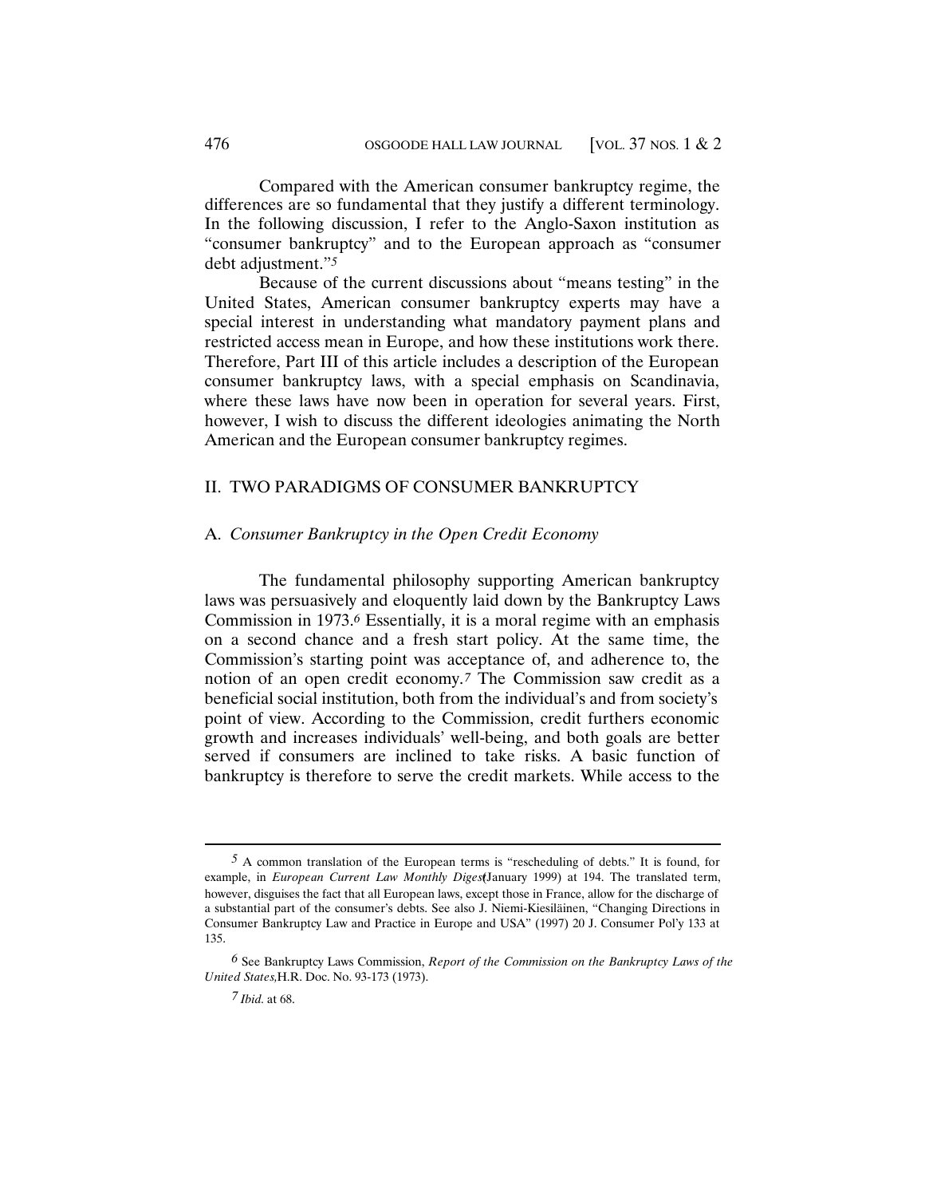Compared with the American consumer bankruptcy regime, the differences are so fundamental that they justify a different terminology. In the following discussion, I refer to the Anglo-Saxon institution as "consumer bankruptcy" and to the European approach as "consumer debt adjustment."[5]

Because of the current discussions about "means testing" in the United States, American consumer bankruptcy experts may have a special interest in understanding what mandatory payment plans and restricted access mean in Europe, and how these institutions work there. Therefore, Part III of this article includes a description of the European consumer bankruptcy laws, with a special emphasis on Scandinavia, where these laws have now been in operation for several years. First, however, I wish to discuss the different ideologies animating the North American and the European consumer bankruptcy regimes.

## II. TWO PARADIGMS OF CONSUMER BANKRUPTCY

### A. *Consumer Bankruptcy in the Open Credit Economy*

The fundamental philosophy supporting American bankruptcy laws was persuasively and eloquently laid down by the Bankruptcy Laws Commission in 1973.[6] Essentially, it is a moral regime with an emphasis on a second chance and a fresh start policy. At the same time, the Commission's starting point was acceptance of, and adherence to, the notion of an open credit economy.[7] The Commission saw credit as a beneficial social institution, both from the individual's and from society's point of view. According to the Commission, credit furthers economic growth and increases individuals' well-being, and both goals are better served if consumers are inclined to take risks. A basic function of bankruptcy is therefore to serve the credit markets. While access to the

---

[5] A common translation of the European terms is "rescheduling of debts." It is found, for example, in *European Current Law Monthly Digest* (January 1999) at 194. The translated term, however, disguises the fact that all European laws, except those in France, allow for the discharge of a substantial part of the consumer's debts. See also J. Niemi-Kiesiläinen, "Changing Directions in Consumer Bankruptcy Law and Practice in Europe and USA" (1997) 20 J. Consumer Pol'y 133 at 135.

[6] See Bankruptcy Laws Commission, *Report of the Commission on the Bankruptcy Laws of the United States,* H.R. Doc. No. 93-173 (1973).

[7] *Ibid.* at 68.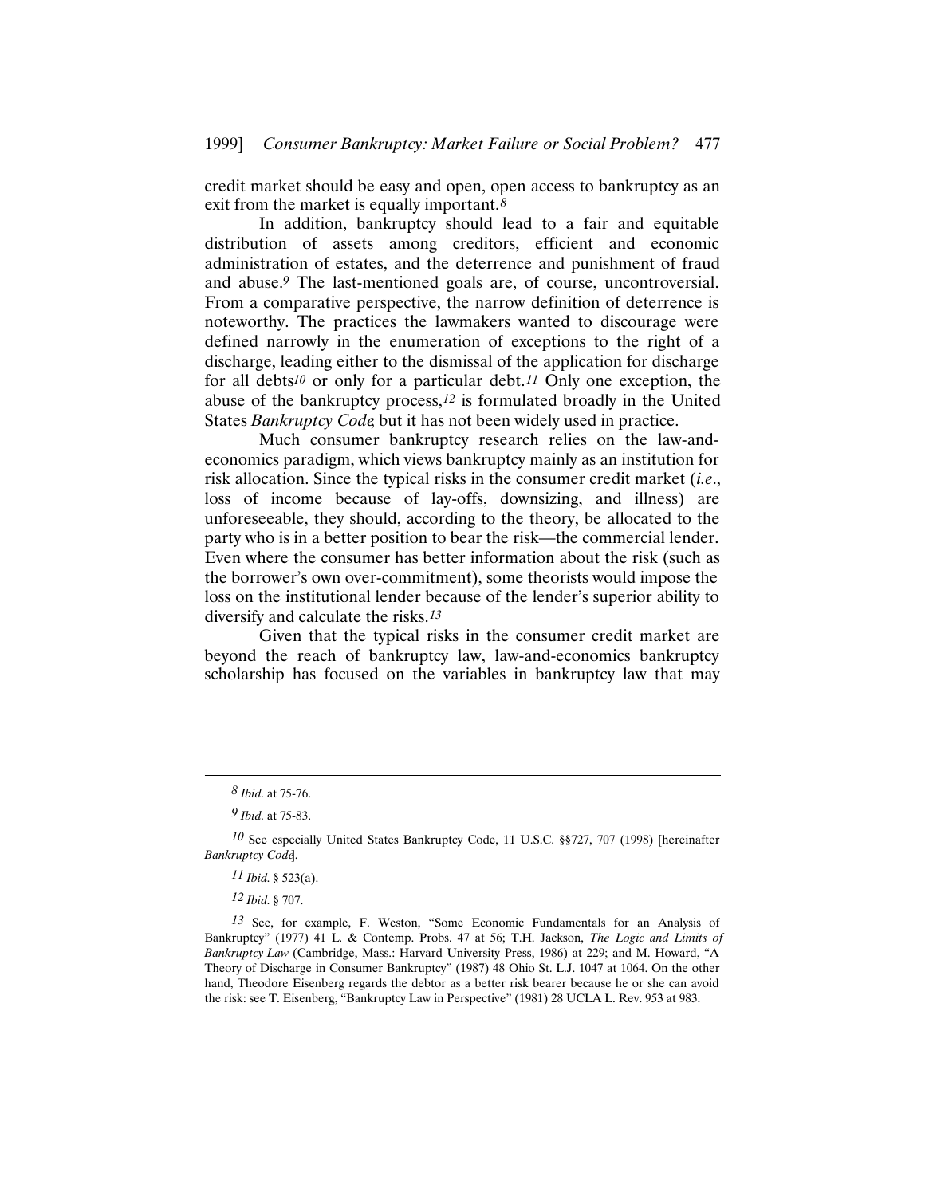credit market should be easy and open, open access to bankruptcy as an exit from the market is equally important.[8]

In addition, bankruptcy should lead to a fair and equitable distribution of assets among creditors, efficient and economic administration of estates, and the deterrence and punishment of fraud and abuse.[9] The last-mentioned goals are, of course, uncontroversial. From a comparative perspective, the narrow definition of deterrence is noteworthy. The practices the lawmakers wanted to discourage were defined narrowly in the enumeration of exceptions to the right of a discharge, leading either to the dismissal of the application for discharge for all debts[10] or only for a particular debt.[11] Only one exception, the abuse of the bankruptcy process,[12] is formulated broadly in the United States *Bankruptcy Code*, but it has not been widely used in practice.

Much consumer bankruptcy research relies on the law-and-economics paradigm, which views bankruptcy mainly as an institution for risk allocation. Since the typical risks in the consumer credit market (*i.e.*, loss of income because of lay-offs, downsizing, and illness) are unforeseeable, they should, according to the theory, be allocated to the party who is in a better position to bear the risk—the commercial lender. Even where the consumer has better information about the risk (such as the borrower's own over-commitment), some theorists would impose the loss on the institutional lender because of the lender's superior ability to diversify and calculate the risks.[13]

Given that the typical risks in the consumer credit market are beyond the reach of bankruptcy law, law-and-economics bankruptcy scholarship has focused on the variables in bankruptcy law that may

---

[8] *Ibid.* at 75-76.

[9] *Ibid.* at 75-83.

[10] See especially United States Bankruptcy Code, 11 U.S.C. §§727, 707 (1998) [hereinafter *Bankruptcy Code*].

[11] *Ibid.* § 523(a).

[12] *Ibid.* § 707.

[13] See, for example, F. Weston, "Some Economic Fundamentals for an Analysis of Bankruptcy" (1977) 41 L. & Contemp. Probs. 47 at 56; T.H. Jackson, *The Logic and Limits of Bankruptcy Law* (Cambridge, Mass.: Harvard University Press, 1986) at 229; and M. Howard, "A Theory of Discharge in Consumer Bankruptcy" (1987) 48 Ohio St. L.J. 1047 at 1064. On the other hand, Theodore Eisenberg regards the debtor as a better risk bearer because he or she can avoid the risk: see T. Eisenberg, "Bankruptcy Law in Perspective" (1981) 28 UCLA L. Rev. 953 at 983.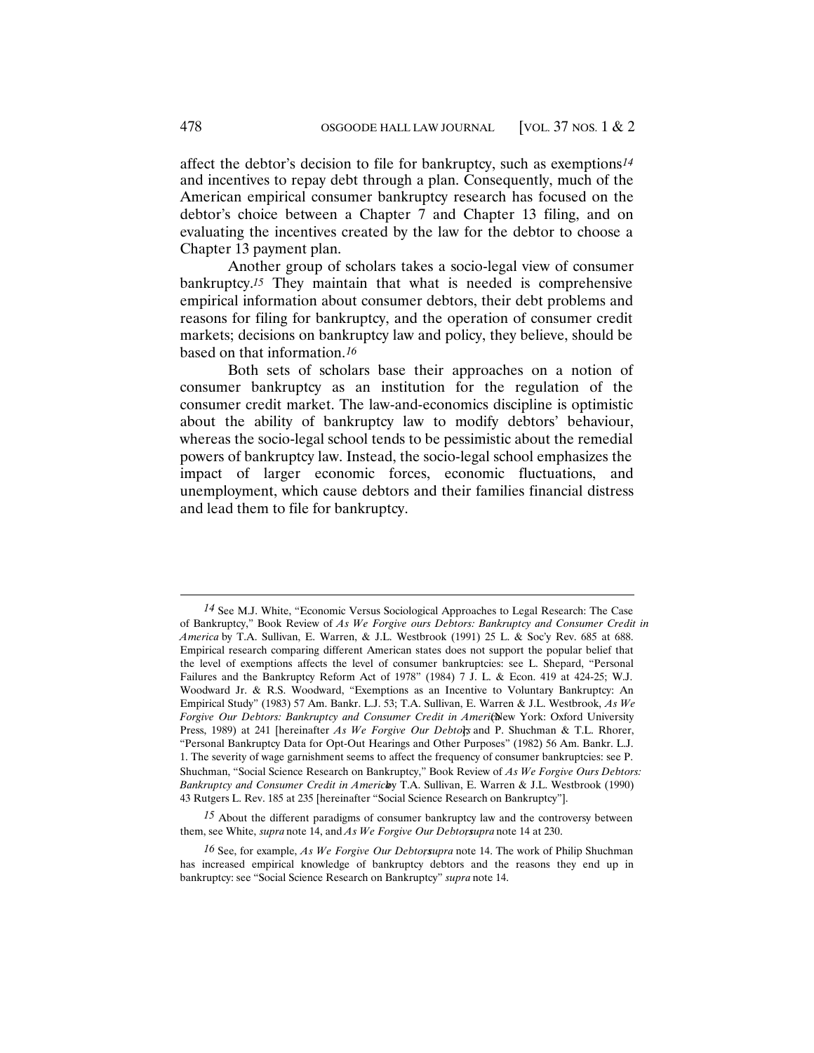affect the debtor's decision to file for bankruptcy, such as exemptions[14] and incentives to repay debt through a plan. Consequently, much of the American empirical consumer bankruptcy research has focused on the debtor's choice between a Chapter 7 and Chapter 13 filing, and on evaluating the incentives created by the law for the debtor to choose a Chapter 13 payment plan.

Another group of scholars takes a socio-legal view of consumer bankruptcy.[15] They maintain that what is needed is comprehensive empirical information about consumer debtors, their debt problems and reasons for filing for bankruptcy, and the operation of consumer credit markets; decisions on bankruptcy law and policy, they believe, should be based on that information.[16]

Both sets of scholars base their approaches on a notion of consumer bankruptcy as an institution for the regulation of the consumer credit market. The law-and-economics discipline is optimistic about the ability of bankruptcy law to modify debtors' behaviour, whereas the socio-legal school tends to be pessimistic about the remedial powers of bankruptcy law. Instead, the socio-legal school emphasizes the impact of larger economic forces, economic fluctuations, and unemployment, which cause debtors and their families financial distress and lead them to file for bankruptcy.

---

[14] See M.J. White, "Economic Versus Sociological Approaches to Legal Research: The Case of Bankruptcy," Book Review of *As We Forgive ours Debtors: Bankruptcy and Consumer Credit in America* by T.A. Sullivan, E. Warren, & J.L. Westbrook (1991) 25 L. & Soc'y Rev. 685 at 688. Empirical research comparing different American states does not support the popular belief that the level of exemptions affects the level of consumer bankruptcies: see L. Shepard, "Personal Failures and the Bankruptcy Reform Act of 1978" (1984) 7 J. L. & Econ. 419 at 424-25; W.J. Woodward Jr. & R.S. Woodward, "Exemptions as an Incentive to Voluntary Bankruptcy: An Empirical Study" (1983) 57 Am. Bankr. L.J. 53; T.A. Sullivan, E. Warren & J.L. Westbrook, *As We Forgive Our Debtors: Bankruptcy and Consumer Credit in America* (New York: Oxford University Press, 1989) at 241 [hereinafter *As We Forgive Our Debtors*]; and P. Shuchman & T.L. Rhorer, "Personal Bankruptcy Data for Opt-Out Hearings and Other Purposes" (1982) 56 Am. Bankr. L.J. 1. The severity of wage garnishment seems to affect the frequency of consumer bankruptcies: see P. Shuchman, "Social Science Research on Bankruptcy," Book Review of *As We Forgive Ours Debtors: Bankruptcy and Consumer Credit in America* by T.A. Sullivan, E. Warren & J.L. Westbrook (1990) 43 Rutgers L. Rev. 185 at 235 [hereinafter "Social Science Research on Bankruptcy"].

[15] About the different paradigms of consumer bankruptcy law and the controversy between them, see White, *supra* note 14, and *As We Forgive Our Debtors*, *supra* note 14 at 230.

[16] See, for example, *As We Forgive Our Debtors*, *supra* note 14. The work of Philip Shuchman has increased empirical knowledge of bankruptcy debtors and the reasons they end up in bankruptcy: see "Social Science Research on Bankruptcy" *supra* note 14.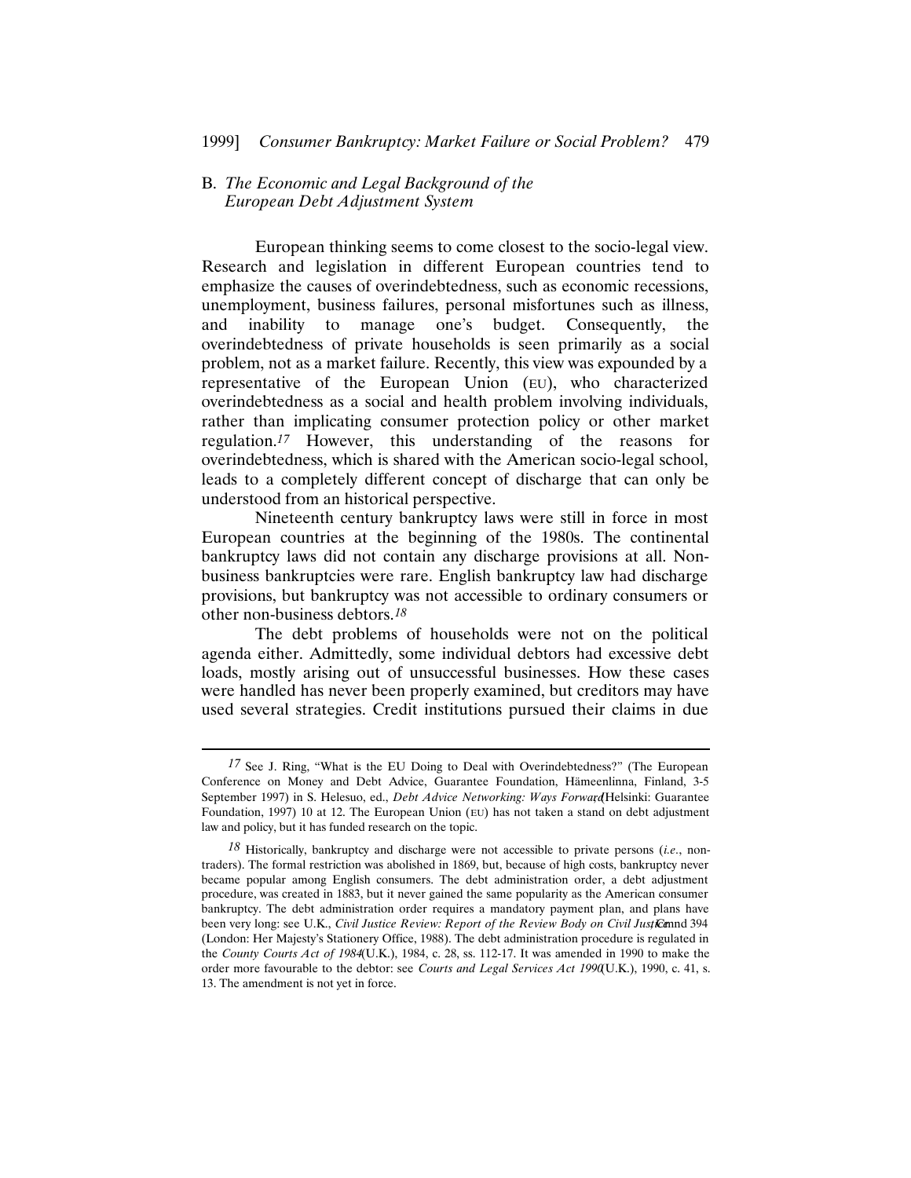## B. *The Economic and Legal Background of the European Debt Adjustment System*

European thinking seems to come closest to the socio-legal view. Research and legislation in different European countries tend to emphasize the causes of overindebtedness, such as economic recessions, unemployment, business failures, personal misfortunes such as illness, and inability to manage one's budget. Consequently, the overindebtedness of private households is seen primarily as a social problem, not as a market failure. Recently, this view was expounded by a representative of the European Union (EU), who characterized overindebtedness as a social and health problem involving individuals, rather than implicating consumer protection policy or other market regulation.[17] However, this understanding of the reasons for overindebtedness, which is shared with the American socio-legal school, leads to a completely different concept of discharge that can only be understood from an historical perspective.

Nineteenth century bankruptcy laws were still in force in most European countries at the beginning of the 1980s. The continental bankruptcy laws did not contain any discharge provisions at all. Non-business bankruptcies were rare. English bankruptcy law had discharge provisions, but bankruptcy was not accessible to ordinary consumers or other non-business debtors.[18]

The debt problems of households were not on the political agenda either. Admittedly, some individual debtors had excessive debt loads, mostly arising out of unsuccessful businesses. How these cases were handled has never been properly examined, but creditors may have used several strategies. Credit institutions pursued their claims in due

---

[17] See J. Ring, "What is the EU Doing to Deal with Overindebtedness?" (The European Conference on Money and Debt Advice, Guarantee Foundation, Hämeenlinna, Finland, 3-5 September 1997) in S. Helesuo, ed., *Debt Advice Networking: Ways Forward* (Helsinki: Guarantee Foundation, 1997) 10 at 12. The European Union (EU) has not taken a stand on debt adjustment law and policy, but it has funded research on the topic.

[18] Historically, bankruptcy and discharge were not accessible to private persons (*i.e.*, non-traders). The formal restriction was abolished in 1869, but, because of high costs, bankruptcy never became popular among English consumers. The debt administration order, a debt adjustment procedure, was created in 1883, but it never gained the same popularity as the American consumer bankruptcy. The debt administration order requires a mandatory payment plan, and plans have been very long: see U.K., *Civil Justice Review: Report of the Review Body on Civil Justice*, Cmnd 394 (London: Her Majesty's Stationery Office, 1988). The debt administration procedure is regulated in the *County Courts Act of 1984* (U.K.), 1984, c. 28, ss. 112-17. It was amended in 1990 to make the order more favourable to the debtor: see *Courts and Legal Services Act 1990* (U.K.), 1990, c. 41, s. 13. The amendment is not yet in force.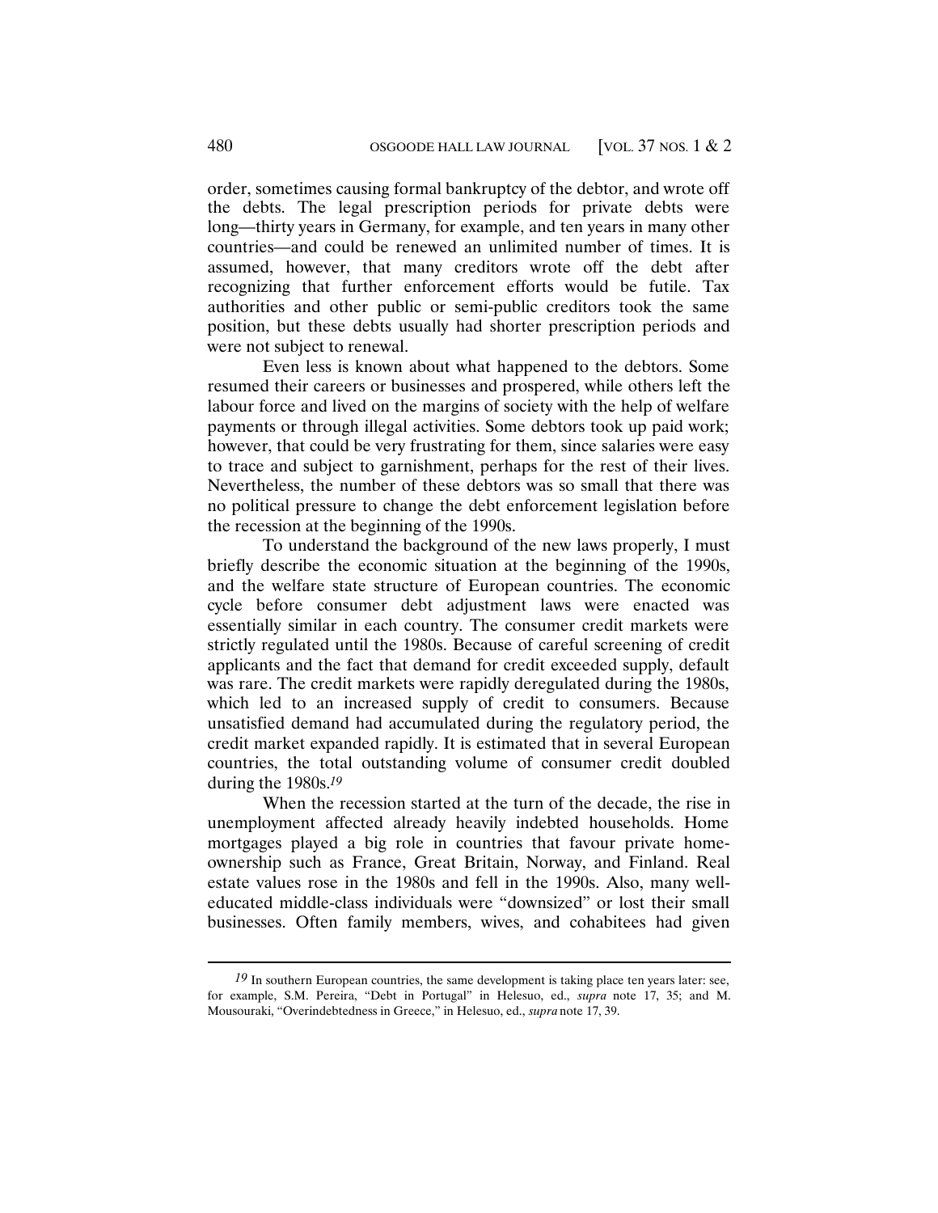order, sometimes causing formal bankruptcy of the debtor, and wrote off the debts. The legal prescription periods for private debts were long—thirty years in Germany, for example, and ten years in many other countries—and could be renewed an unlimited number of times. It is assumed, however, that many creditors wrote off the debt after recognizing that further enforcement efforts would be futile. Tax authorities and other public or semi-public creditors took the same position, but these debts usually had shorter prescription periods and were not subject to renewal.

Even less is known about what happened to the debtors. Some resumed their careers or businesses and prospered, while others left the labour force and lived on the margins of society with the help of welfare payments or through illegal activities. Some debtors took up paid work; however, that could be very frustrating for them, since salaries were easy to trace and subject to garnishment, perhaps for the rest of their lives. Nevertheless, the number of these debtors was so small that there was no political pressure to change the debt enforcement legislation before the recession at the beginning of the 1990s.

To understand the background of the new laws properly, I must briefly describe the economic situation at the beginning of the 1990s, and the welfare state structure of European countries. The economic cycle before consumer debt adjustment laws were enacted was essentially similar in each country. The consumer credit markets were strictly regulated until the 1980s. Because of careful screening of credit applicants and the fact that demand for credit exceeded supply, default was rare. The credit markets were rapidly deregulated during the 1980s, which led to an increased supply of credit to consumers. Because unsatisfied demand had accumulated during the regulatory period, the credit market expanded rapidly. It is estimated that in several European countries, the total outstanding volume of consumer credit doubled during the 1980s.[19]

When the recession started at the turn of the decade, the rise in unemployment affected already heavily indebted households. Home mortgages played a big role in countries that favour private home-ownership such as France, Great Britain, Norway, and Finland. Real estate values rose in the 1980s and fell in the 1990s. Also, many well-educated middle-class individuals were "downsized" or lost their small businesses. Often family members, wives, and cohabitees had given

---

[19] In southern European countries, the same development is taking place ten years later: see, for example, S.M. Pereira, "Debt in Portugal" in Helesuo, ed., *supra* note 17, 35; and M. Mousouraki, "Overindebtedness in Greece," in Helesuo, ed., *supra* note 17, 39.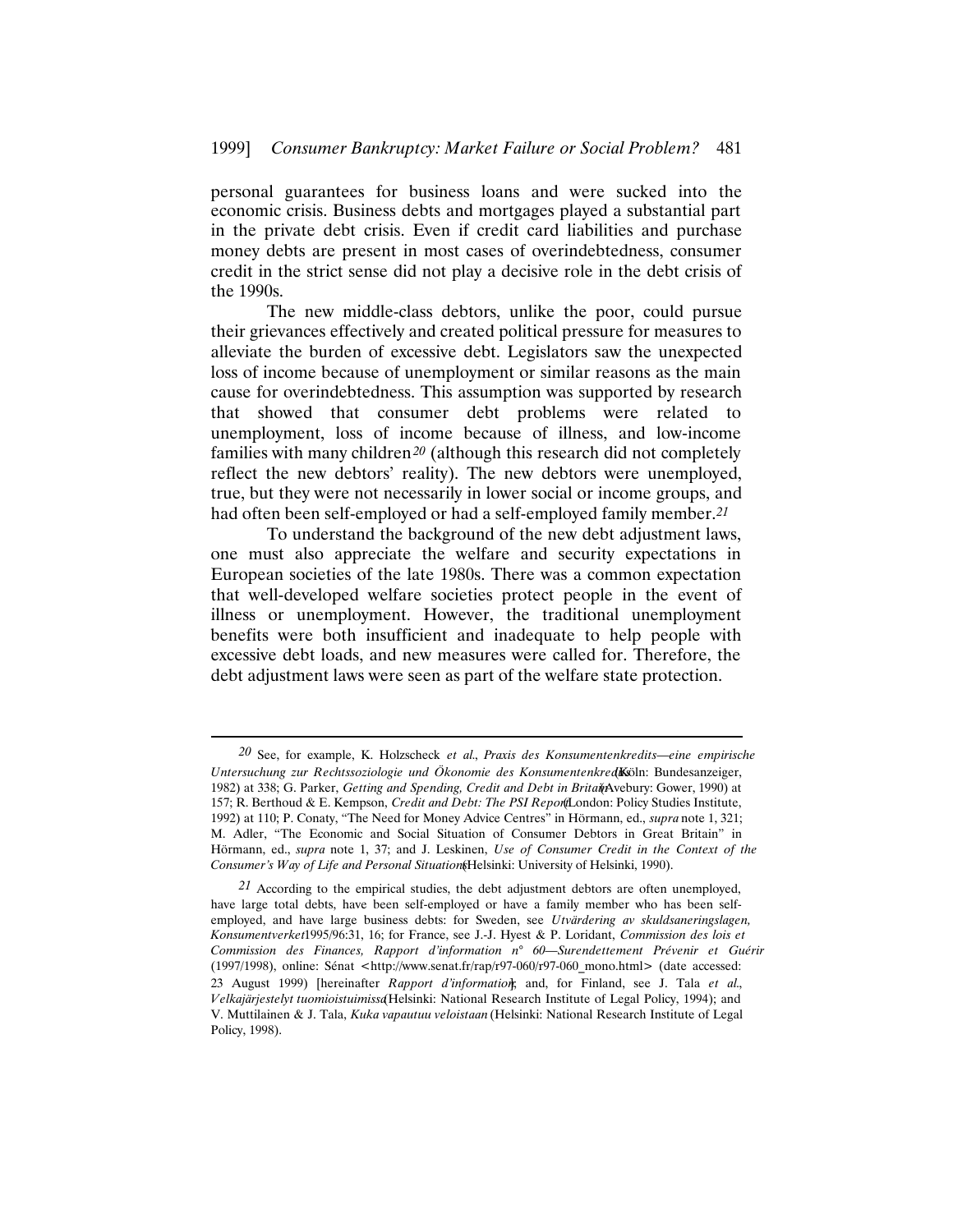personal guarantees for business loans and were sucked into the economic crisis. Business debts and mortgages played a substantial part in the private debt crisis. Even if credit card liabilities and purchase money debts are present in most cases of overindebtedness, consumer credit in the strict sense did not play a decisive role in the debt crisis of the 1990s.

The new middle-class debtors, unlike the poor, could pursue their grievances effectively and created political pressure for measures to alleviate the burden of excessive debt. Legislators saw the unexpected loss of income because of unemployment or similar reasons as the main cause for overindebtedness. This assumption was supported by research that showed that consumer debt problems were related to unemployment, loss of income because of illness, and low-income families with many children[20] (although this research did not completely reflect the new debtors' reality). The new debtors were unemployed, true, but they were not necessarily in lower social or income groups, and had often been self-employed or had a self-employed family member.[21]

To understand the background of the new debt adjustment laws, one must also appreciate the welfare and security expectations in European societies of the late 1980s. There was a common expectation that well-developed welfare societies protect people in the event of illness or unemployment. However, the traditional unemployment benefits were both insufficient and inadequate to help people with excessive debt loads, and new measures were called for. Therefore, the debt adjustment laws were seen as part of the welfare state protection.

---

[20] See, for example, K. Holzscheck *et al.*, *Praxis des Konsumentenkredits—eine empirische Untersuchung zur Rechtssoziologie und Ökonomie des Konsumentenkredits* (Köln: Bundesanzeiger, 1982) at 338; G. Parker, *Getting and Spending, Credit and Debt in Britain* (Avebury: Gower, 1990) at 157; R. Berthoud & E. Kempson, *Credit and Debt: The PSI Report* (London: Policy Studies Institute, 1992) at 110; P. Conaty, "The Need for Money Advice Centres" in Hörmann, ed., *supra* note 1, 321; M. Adler, "The Economic and Social Situation of Consumer Debtors in Great Britain" in Hörmann, ed., *supra* note 1, 37; and J. Leskinen, *Use of Consumer Credit in the Context of the Consumer's Way of Life and Personal Situation* (Helsinki: University of Helsinki, 1990).

[21] According to the empirical studies, the debt adjustment debtors are often unemployed, have large total debts, have been self-employed or have a family member who has been self-employed, and have large business debts: for Sweden, see *Utvärdering av skuldsaneringslagen, Konsumentverket* 1995/96:31, 16; for France, see J.-J. Hyest & P. Loridant, *Commission des lois et Commission des Finances, Rapport d'information n° 60—Surendettement Prévenir et Guérir* (1997/1998), online: Sénat <http://www.senat.fr/rap/r97-060/r97-060_mono.html> (date accessed: 23 August 1999) [hereinafter *Rapport d'information*]; and, for Finland, see J. Tala *et al.*, *Velkajärjestelyt tuomioistuimissa* (Helsinki: National Research Institute of Legal Policy, 1994); and V. Muttilainen & J. Tala, *Kuka vapautuu veloistaan* (Helsinki: National Research Institute of Legal Policy, 1998).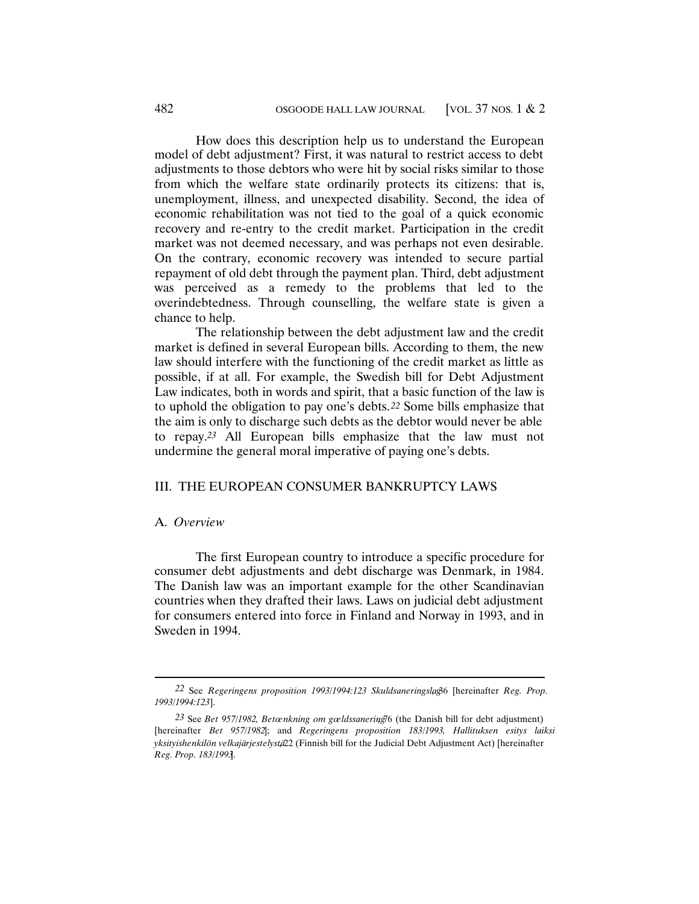How does this description help us to understand the European model of debt adjustment? First, it was natural to restrict access to debt adjustments to those debtors who were hit by social risks similar to those from which the welfare state ordinarily protects its citizens: that is, unemployment, illness, and unexpected disability. Second, the idea of economic rehabilitation was not tied to the goal of a quick economic recovery and re-entry to the credit market. Participation in the credit market was not deemed necessary, and was perhaps not even desirable. On the contrary, economic recovery was intended to secure partial repayment of old debt through the payment plan. Third, debt adjustment was perceived as a remedy to the problems that led to the overindebtedness. Through counselling, the welfare state is given a chance to help.

The relationship between the debt adjustment law and the credit market is defined in several European bills. According to them, the new law should interfere with the functioning of the credit market as little as possible, if at all. For example, the Swedish bill for Debt Adjustment Law indicates, both in words and spirit, that a basic function of the law is to uphold the obligation to pay one's debts.[22] Some bills emphasize that the aim is only to discharge such debts as the debtor would never be able to repay.[23] All European bills emphasize that the law must not undermine the general moral imperative of paying one's debts.

## III. THE EUROPEAN CONSUMER BANKRUPTCY LAWS

### A. *Overview*

The first European country to introduce a specific procedure for consumer debt adjustments and debt discharge was Denmark, in 1984. The Danish law was an important example for the other Scandinavian countries when they drafted their laws. Laws on judicial debt adjustment for consumers entered into force in Finland and Norway in 1993, and in Sweden in 1994.

---

[22] See *Regeringens proposition 1993/1994:123 Skuldsaneringslag* 36 [hereinafter *Reg. Prop. 1993/1994:123*].

[23] See *Bet 957/1982, Betænkning om gældssanering* 76 (the Danish bill for debt adjustment) [hereinafter *Bet 957/1982*]; and *Regeringens proposition 183/1993, Hallituksen esitys laiksi yksityishenkilön velkajärjestelystä* 22 (Finnish bill for the Judicial Debt Adjustment Act) [hereinafter *Reg. Prop. 183/1993*].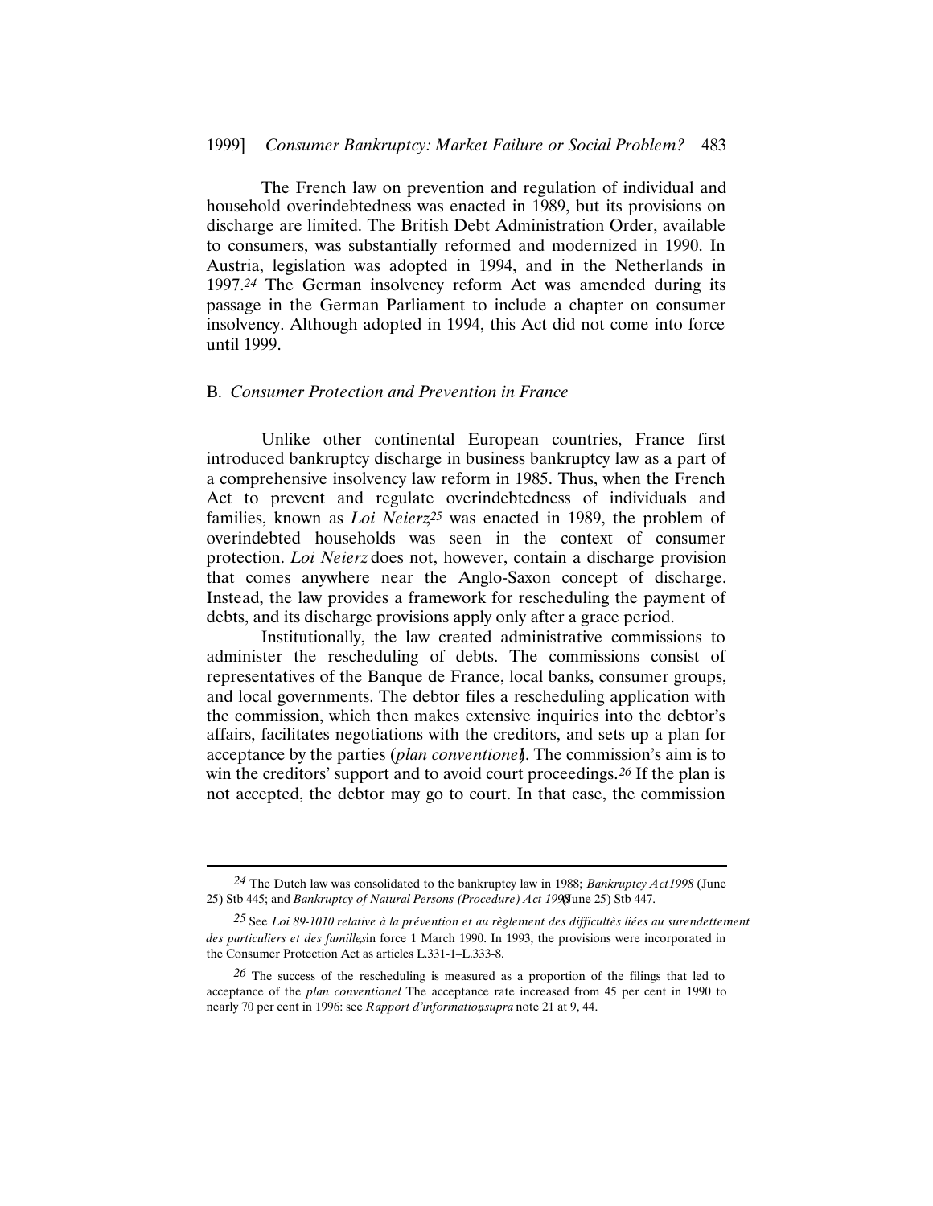The French law on prevention and regulation of individual and household overindebtedness was enacted in 1989, but its provisions on discharge are limited. The British Debt Administration Order, available to consumers, was substantially reformed and modernized in 1990. In Austria, legislation was adopted in 1994, and in the Netherlands in 1997.[24] The German insolvency reform Act was amended during its passage in the German Parliament to include a chapter on consumer insolvency. Although adopted in 1994, this Act did not come into force until 1999.

## B. *Consumer Protection and Prevention in France*

Unlike other continental European countries, France first introduced bankruptcy discharge in business bankruptcy law as a part of a comprehensive insolvency law reform in 1985. Thus, when the French Act to prevent and regulate overindebtedness of individuals and families, known as *Loi Neierz*[25] was enacted in 1989, the problem of overindebted households was seen in the context of consumer protection. *Loi Neierz* does not, however, contain a discharge provision that comes anywhere near the Anglo-Saxon concept of discharge. Instead, the law provides a framework for rescheduling the payment of debts, and its discharge provisions apply only after a grace period.

Institutionally, the law created administrative commissions to administer the rescheduling of debts. The commissions consist of representatives of the Banque de France, local banks, consumer groups, and local governments. The debtor files a rescheduling application with the commission, which then makes extensive inquiries into the debtor's affairs, facilitates negotiations with the creditors, and sets up a plan for acceptance by the parties (*plan conventionel*). The commission's aim is to win the creditors' support and to avoid court proceedings.[26] If the plan is not accepted, the debtor may go to court. In that case, the commission

---

[24] The Dutch law was consolidated to the bankruptcy law in 1988; *Bankruptcy Act 1998* (June 25) Stb 445; and *Bankruptcy of Natural Persons (Procedure) Act 1998* (June 25) Stb 447.

[25] See *Loi 89-1010 relative à la prévention et au règlement des difficultès liées au surendettement des particuliers et des familles*, in force 1 March 1990. In 1993, the provisions were incorporated in the Consumer Protection Act as articles L.331-1–L.333-8.

[26] The success of the rescheduling is measured as a proportion of the filings that led to acceptance of the *plan conventionel*. The acceptance rate increased from 45 per cent in 1990 to nearly 70 per cent in 1996: see *Rapport d'information*, *supra* note 21 at 9, 44.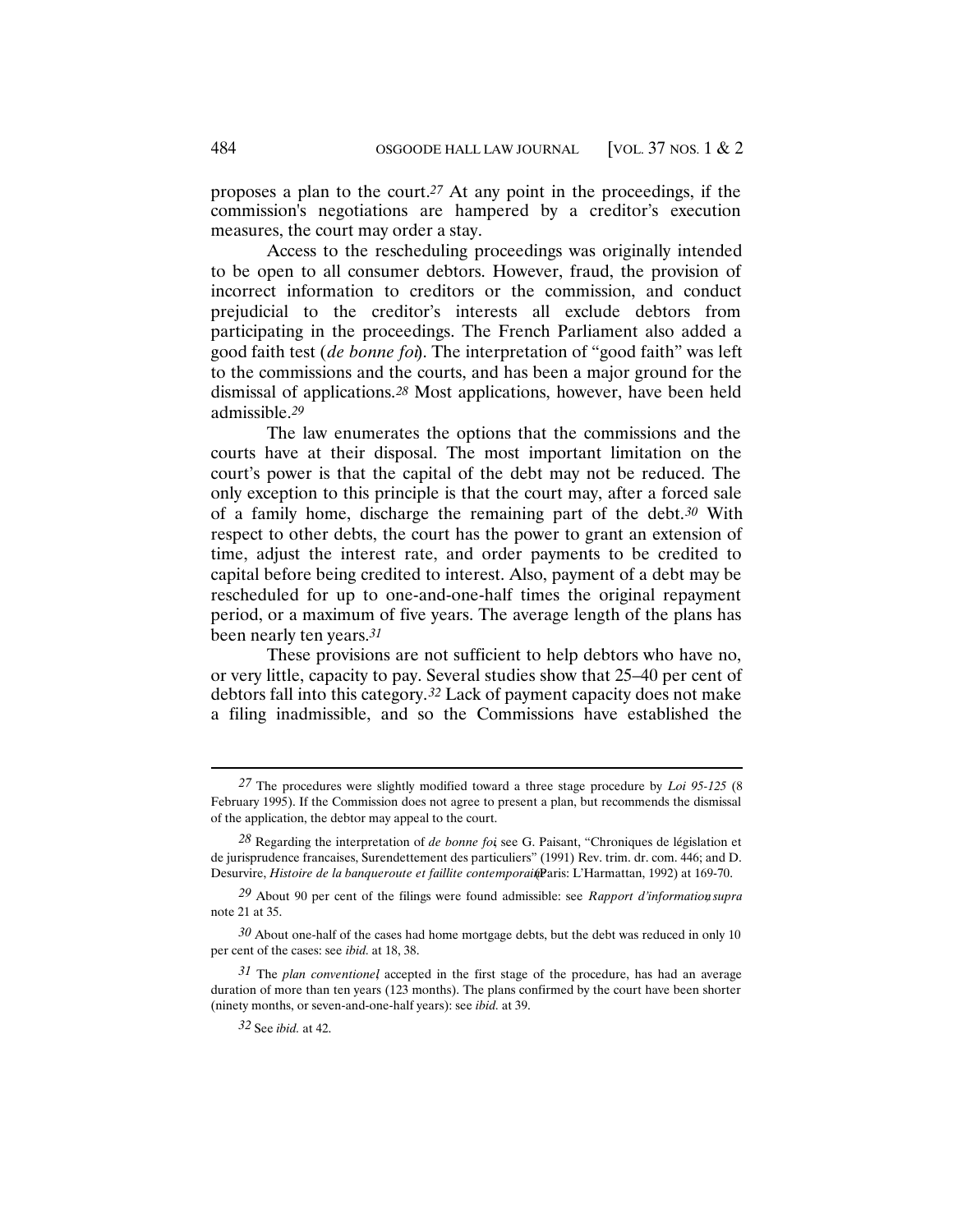proposes a plan to the court.[27] At any point in the proceedings, if the commission's negotiations are hampered by a creditor's execution measures, the court may order a stay.

Access to the rescheduling proceedings was originally intended to be open to all consumer debtors. However, fraud, the provision of incorrect information to creditors or the commission, and conduct prejudicial to the creditor's interests all exclude debtors from participating in the proceedings. The French Parliament also added a good faith test (*de bonne foi*). The interpretation of "good faith" was left to the commissions and the courts, and has been a major ground for the dismissal of applications.[28] Most applications, however, have been held admissible.[29]

The law enumerates the options that the commissions and the courts have at their disposal. The most important limitation on the court's power is that the capital of the debt may not be reduced. The only exception to this principle is that the court may, after a forced sale of a family home, discharge the remaining part of the debt.[30] With respect to other debts, the court has the power to grant an extension of time, adjust the interest rate, and order payments to be credited to capital before being credited to interest. Also, payment of a debt may be rescheduled for up to one-and-one-half times the original repayment period, or a maximum of five years. The average length of the plans has been nearly ten years.[31]

These provisions are not sufficient to help debtors who have no, or very little, capacity to pay. Several studies show that 25–40 per cent of debtors fall into this category.[32] Lack of payment capacity does not make a filing inadmissible, and so the Commissions have established the

---

[27] The procedures were slightly modified toward a three stage procedure by *Loi 95-125* (8 February 1995). If the Commission does not agree to present a plan, but recommends the dismissal of the application, the debtor may appeal to the court.

[28] Regarding the interpretation of *de bonne foi*, see G. Paisant, "Chroniques de législation et de jurisprudence francaises, Surendettement des particuliers" (1991) Rev. trim. dr. com. 446; and D. Desurvire, *Histoire de la banqueroute et faillite contemporaine* (Paris: L'Harmattan, 1992) at 169-70.

[29] About 90 per cent of the filings were found admissible: see *Rapport d'information*, *supra* note 21 at 35.

[30] About one-half of the cases had home mortgage debts, but the debt was reduced in only 10 per cent of the cases: see *ibid.* at 18, 38.

[31] The *plan conventionel*, accepted in the first stage of the procedure, has had an average duration of more than ten years (123 months). The plans confirmed by the court have been shorter (ninety months, or seven-and-one-half years): see *ibid.* at 39.

[32] See *ibid.* at 42.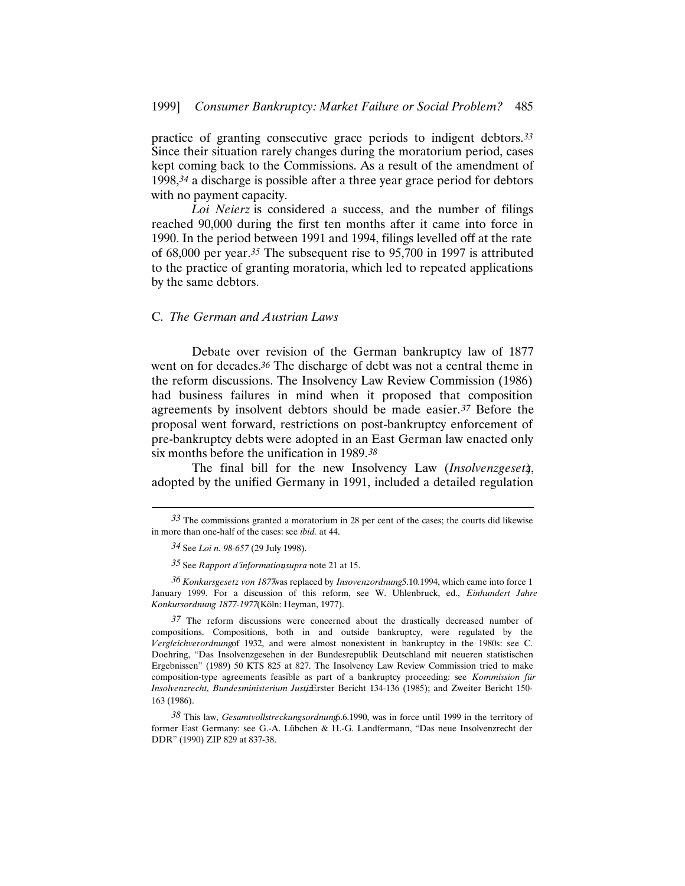practice of granting consecutive grace periods to indigent debtors.[33] Since their situation rarely changes during the moratorium period, cases kept coming back to the Commissions. As a result of the amendment of 1998,[34] a discharge is possible after a three year grace period for debtors with no payment capacity.

*Loi Neierz* is considered a success, and the number of filings reached 90,000 during the first ten months after it came into force in 1990. In the period between 1991 and 1994, filings levelled off at the rate of 68,000 per year.[35] The subsequent rise to 95,700 in 1997 is attributed to the practice of granting moratoria, which led to repeated applications by the same debtors.

### C. *The German and Austrian Laws*

Debate over revision of the German bankruptcy law of 1877 went on for decades.[36] The discharge of debt was not a central theme in the reform discussions. The Insolvency Law Review Commission (1986) had business failures in mind when it proposed that composition agreements by insolvent debtors should be made easier.[37] Before the proposal went forward, restrictions on post-bankruptcy enforcement of pre-bankruptcy debts were adopted in an East German law enacted only six months before the unification in 1989.[38]

The final bill for the new Insolvency Law (*Insolvenzgesetz*), adopted by the unified Germany in 1991, included a detailed regulation

---

[33] The commissions granted a moratorium in 28 per cent of the cases; the courts did likewise in more than one-half of the cases: see *ibid.* at 44.

[34] See *Loi n. 98-657* (29 July 1998).

[35] See *Rapport d'information*, *supra* note 21 at 15.

[36] *Konkursgesetz von 1877* was replaced by *Insovenzordnung* 5.10.1994, which came into force 1 January 1999. For a discussion of this reform, see W. Uhlenbruck, ed., *Einhundert Jahre Konkursordnung 1877-1977* (Köln: Heyman, 1977).

[37] The reform discussions were concerned about the drastically decreased number of compositions. Compositions, both in and outside bankruptcy, were regulated by the *Vergleichverordnung* of 1932, and were almost nonexistent in bankruptcy in the 1980s: see C. Doehring, "Das Insolvenzgesehen in der Bundesrepublik Deutschland mit neueren statistischen Ergebnissen" (1989) 50 KTS 825 at 827. The Insolvency Law Review Commission tried to make composition-type agreements feasible as part of a bankruptcy proceeding: see *Kommission für Insolvenzrecht, Bundesministerium Justiz*, Erster Bericht 134-136 (1985); and Zweiter Bericht 150-163 (1986).

[38] This law, *Gesamtvollstreckungsordnung* 6.6.1990, was in force until 1999 in the territory of former East Germany: see G.-A. Lübchen & H.-G. Landfermann, "Das neue Insolvenzrecht der DDR" (1990) ZIP 829 at 837-38.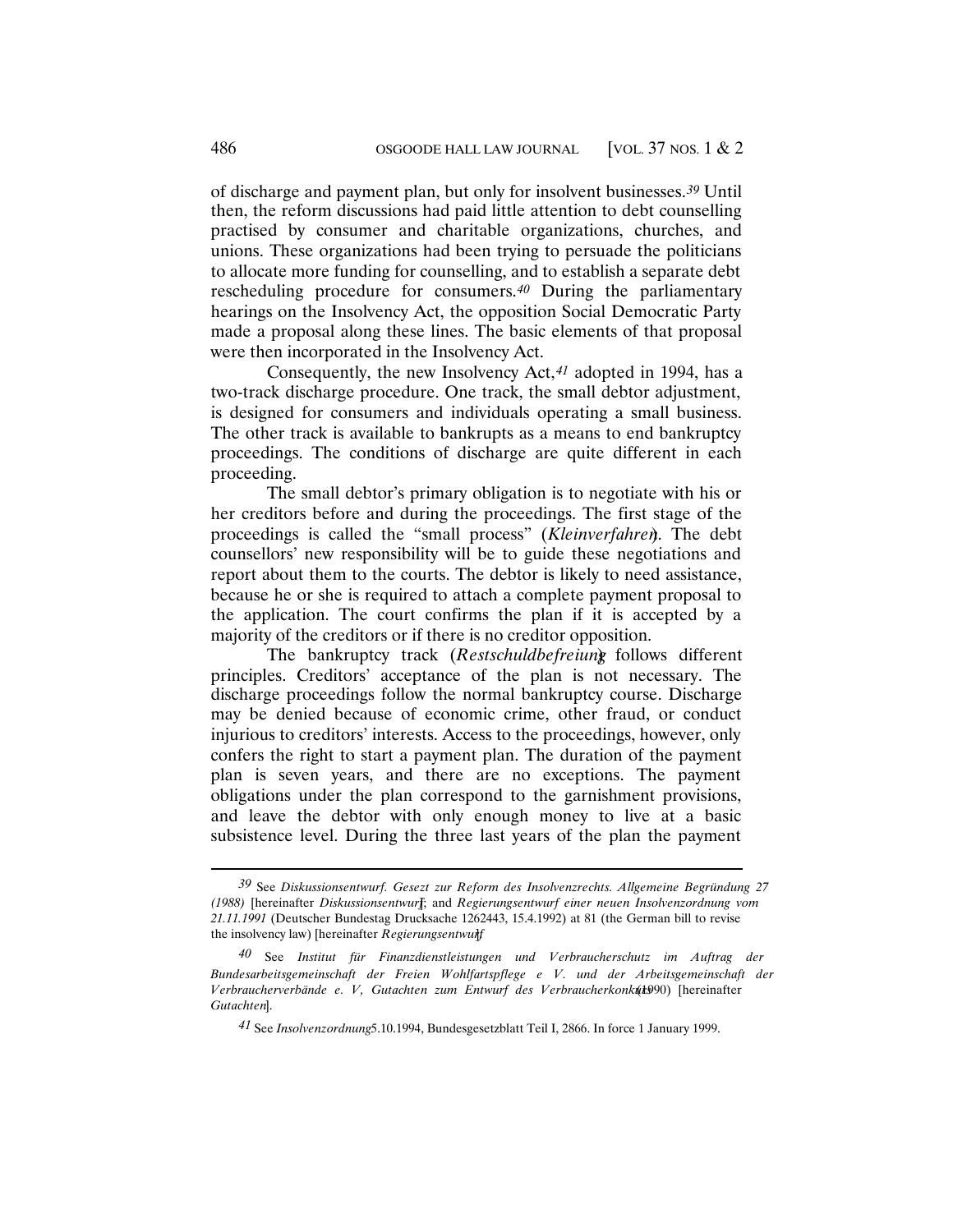of discharge and payment plan, but only for insolvent businesses.[39] Until then, the reform discussions had paid little attention to debt counselling practised by consumer and charitable organizations, churches, and unions. These organizations had been trying to persuade the politicians to allocate more funding for counselling, and to establish a separate debt rescheduling procedure for consumers.[40] During the parliamentary hearings on the Insolvency Act, the opposition Social Democratic Party made a proposal along these lines. The basic elements of that proposal were then incorporated in the Insolvency Act.

Consequently, the new Insolvency Act,[41] adopted in 1994, has a two-track discharge procedure. One track, the small debtor adjustment, is designed for consumers and individuals operating a small business. The other track is available to bankrupts as a means to end bankruptcy proceedings. The conditions of discharge are quite different in each proceeding.

The small debtor's primary obligation is to negotiate with his or her creditors before and during the proceedings. The first stage of the proceedings is called the "small process" (*Kleinverfahren*). The debt counsellors' new responsibility will be to guide these negotiations and report about them to the courts. The debtor is likely to need assistance, because he or she is required to attach a complete payment proposal to the application. The court confirms the plan if it is accepted by a majority of the creditors or if there is no creditor opposition.

The bankruptcy track (*Restschuldbefreiung*) follows different principles. Creditors' acceptance of the plan is not necessary. The discharge proceedings follow the normal bankruptcy course. Discharge may be denied because of economic crime, other fraud, or conduct injurious to creditors' interests. Access to the proceedings, however, only confers the right to start a payment plan. The duration of the payment plan is seven years, and there are no exceptions. The payment obligations under the plan correspond to the garnishment provisions, and leave the debtor with only enough money to live at a basic subsistence level. During the three last years of the plan the payment

---

[39] See *Diskussionsentwurf. Gesezt zur Reform des Insolvenzrechts. Allgemeine Begründung 27 (1988)* [hereinafter *Diskussionsentwurf*]; and *Regierungsentwurf einer neuen Insolvenzordnung vom 21.11.1991* (Deutscher Bundestag Drucksache 1262443, 15.4.1992) at 81 (the German bill to revise the insolvency law) [hereinafter *Regierungsentwurf*].

[40] See *Institut für Finanzdienstleistungen und Verbraucherschutz im Auftrag der Bundesarbeitsgemeinschaft der Freien Wohlfartspflege e V. und der Arbeitsgemeinschaft der Verbraucherverbände e. V, Gutachten zum Entwurf des Verbraucherkonkurs* (1990) [hereinafter *Gutachten*].

[41] See *Insolvenzordnung* 5.10.1994, Bundesgesetzblatt Teil I, 2866. In force 1 January 1999.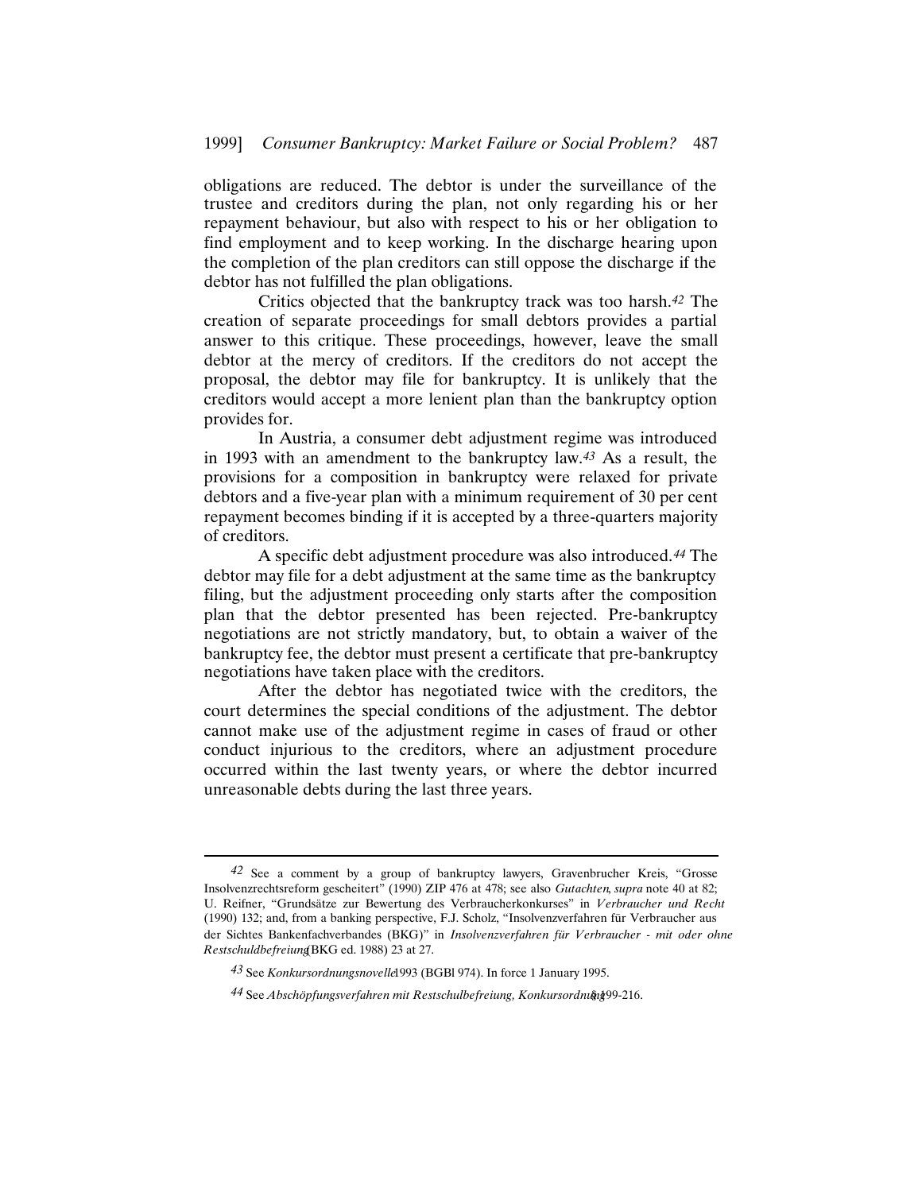obligations are reduced. The debtor is under the surveillance of the trustee and creditors during the plan, not only regarding his or her repayment behaviour, but also with respect to his or her obligation to find employment and to keep working. In the discharge hearing upon the completion of the plan creditors can still oppose the discharge if the debtor has not fulfilled the plan obligations.

Critics objected that the bankruptcy track was too harsh.[42] The creation of separate proceedings for small debtors provides a partial answer to this critique. These proceedings, however, leave the small debtor at the mercy of creditors. If the creditors do not accept the proposal, the debtor may file for bankruptcy. It is unlikely that the creditors would accept a more lenient plan than the bankruptcy option provides for.

In Austria, a consumer debt adjustment regime was introduced in 1993 with an amendment to the bankruptcy law.[43] As a result, the provisions for a composition in bankruptcy were relaxed for private debtors and a five-year plan with a minimum requirement of 30 per cent repayment becomes binding if it is accepted by a three-quarters majority of creditors.

A specific debt adjustment procedure was also introduced.[44] The debtor may file for a debt adjustment at the same time as the bankruptcy filing, but the adjustment proceeding only starts after the composition plan that the debtor presented has been rejected. Pre-bankruptcy negotiations are not strictly mandatory, but, to obtain a waiver of the bankruptcy fee, the debtor must present a certificate that pre-bankruptcy negotiations have taken place with the creditors.

After the debtor has negotiated twice with the creditors, the court determines the special conditions of the adjustment. The debtor cannot make use of the adjustment regime in cases of fraud or other conduct injurious to the creditors, where an adjustment procedure occurred within the last twenty years, or where the debtor incurred unreasonable debts during the last three years.

---

[42] See a comment by a group of bankruptcy lawyers, Gravenbrucher Kreis, "Grosse Insolvenzrechtsreform gescheitert" (1990) ZIP 476 at 478; see also *Gutachten*, *supra* note 40 at 82; U. Reifner, "Grundsätze zur Bewertung des Verbraucherkonkurses" in *Verbraucher und Recht* (1990) 132; and, from a banking perspective, F.J. Scholz, "Insolvenzverfahren für Verbraucher aus der Sichtes Bankenfachverbandes (BKG)" in *Insolvenzverfahren für Verbraucher - mit oder ohne Restschuldbefreiung* (BKG ed. 1988) 23 at 27.

[43] See *Konkursordnungsnovelle* 1993 (BGBl 974). In force 1 January 1995.

[44] See *Abschöpfungsverfahren mit Restschulbefreiung, Konkursordnung* §§ 199-216.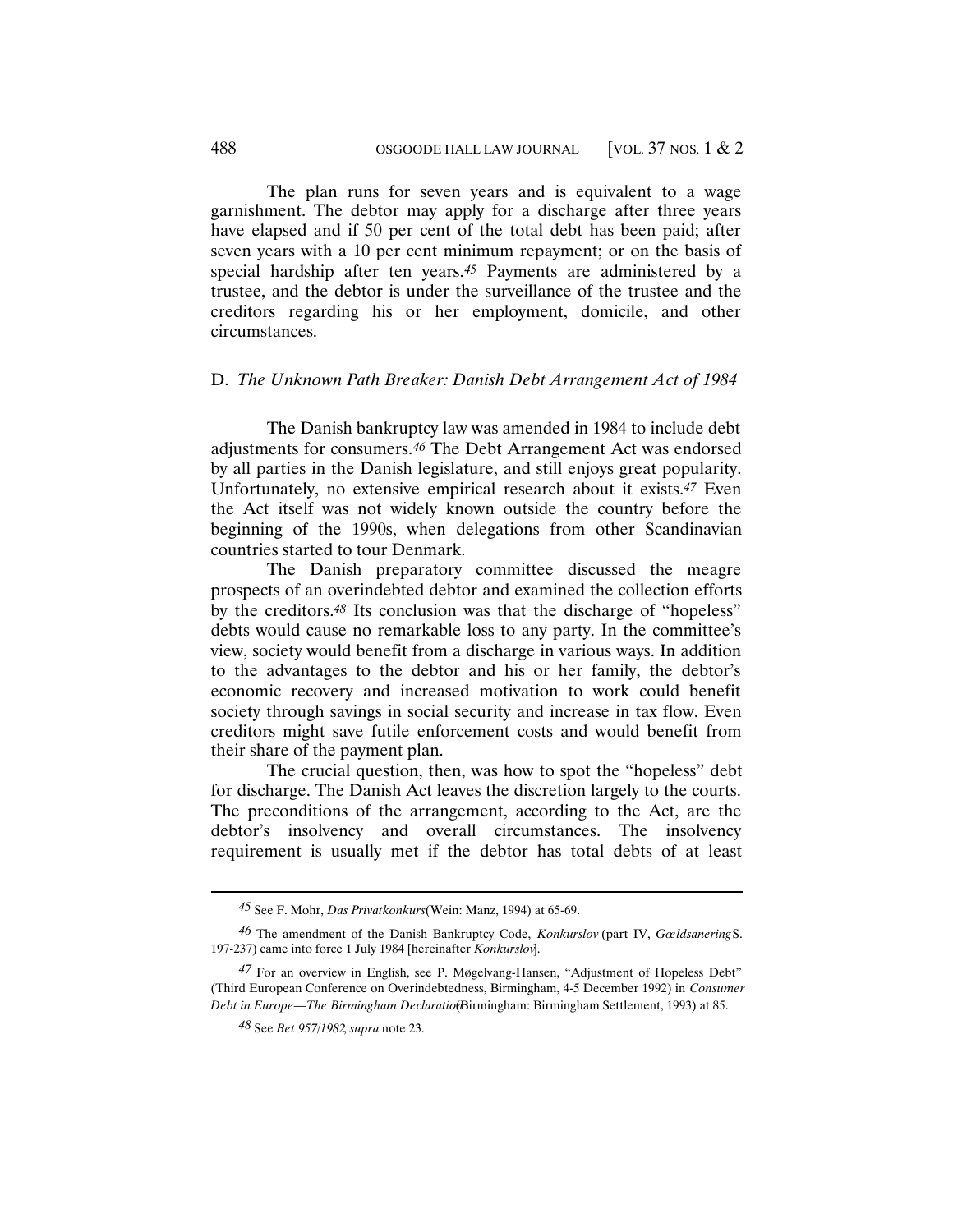The plan runs for seven years and is equivalent to a wage garnishment. The debtor may apply for a discharge after three years have elapsed and if 50 per cent of the total debt has been paid; after seven years with a 10 per cent minimum repayment; or on the basis of special hardship after ten years.[45] Payments are administered by a trustee, and the debtor is under the surveillance of the trustee and the creditors regarding his or her employment, domicile, and other circumstances.

### D. *The Unknown Path Breaker: Danish Debt Arrangement Act of 1984*

The Danish bankruptcy law was amended in 1984 to include debt adjustments for consumers.[46] The Debt Arrangement Act was endorsed by all parties in the Danish legislature, and still enjoys great popularity. Unfortunately, no extensive empirical research about it exists.[47] Even the Act itself was not widely known outside the country before the beginning of the 1990s, when delegations from other Scandinavian countries started to tour Denmark.

The Danish preparatory committee discussed the meagre prospects of an overindebted debtor and examined the collection efforts by the creditors.[48] Its conclusion was that the discharge of "hopeless" debts would cause no remarkable loss to any party. In the committee's view, society would benefit from a discharge in various ways. In addition to the advantages to the debtor and his or her family, the debtor's economic recovery and increased motivation to work could benefit society through savings in social security and increase in tax flow. Even creditors might save futile enforcement costs and would benefit from their share of the payment plan.

The crucial question, then, was how to spot the "hopeless" debt for discharge. The Danish Act leaves the discretion largely to the courts. The preconditions of the arrangement, according to the Act, are the debtor's insolvency and overall circumstances. The insolvency requirement is usually met if the debtor has total debts of at least

---

[45] See F. Mohr, *Das Privatkonkurs* (Wein: Manz, 1994) at 65-69.

[46] The amendment of the Danish Bankruptcy Code, *Konkurslov* (part IV, *Gældsanering* S. 197-237) came into force 1 July 1984 [hereinafter *Konkurslov*].

[47] For an overview in English, see P. Møgelvang-Hansen, "Adjustment of Hopeless Debt" (Third European Conference on Overindebtedness, Birmingham, 4-5 December 1992) in *Consumer Debt in Europe—The Birmingham Declaration* (Birmingham: Birmingham Settlement, 1993) at 85.

[48] See *Bet 957/1982*, *supra* note 23.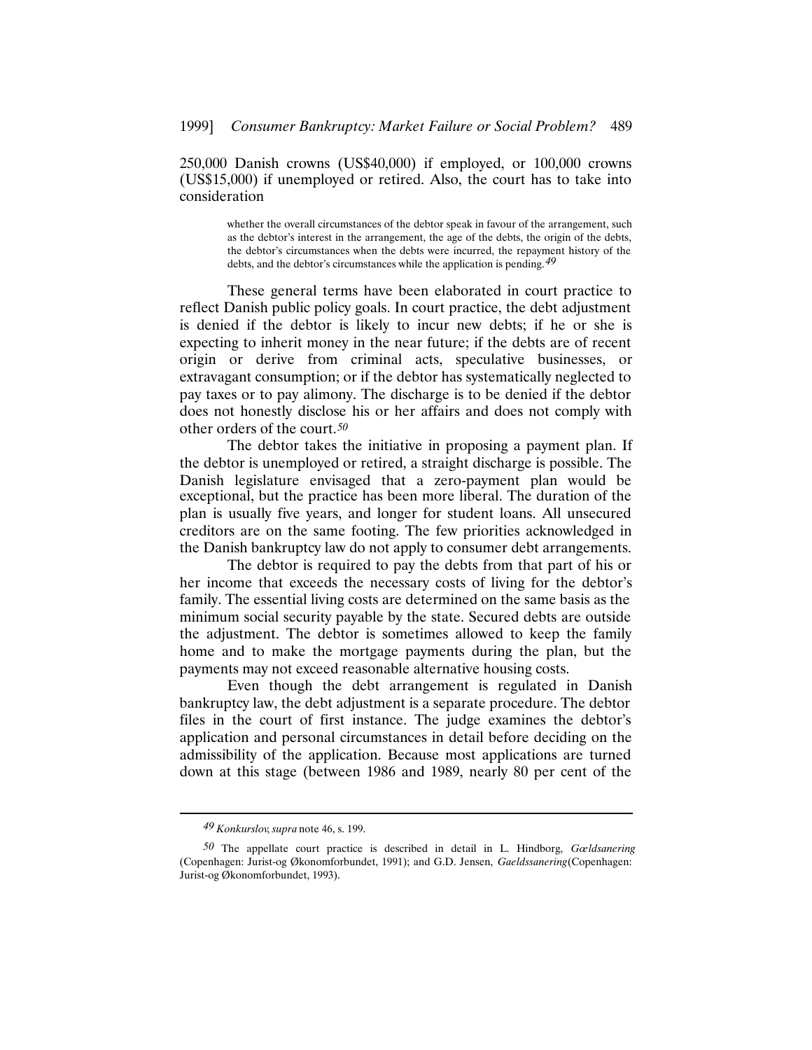250,000 Danish crowns (US$40,000) if employed, or 100,000 crowns (US$15,000) if unemployed or retired. Also, the court has to take into consideration

> whether the overall circumstances of the debtor speak in favour of the arrangement, such as the debtor's interest in the arrangement, the age of the debts, the origin of the debts, the debtor's circumstances when the debts were incurred, the repayment history of the debts, and the debtor's circumstances while the application is pending.[49]

These general terms have been elaborated in court practice to reflect Danish public policy goals. In court practice, the debt adjustment is denied if the debtor is likely to incur new debts; if he or she is expecting to inherit money in the near future; if the debts are of recent origin or derive from criminal acts, speculative businesses, or extravagant consumption; or if the debtor has systematically neglected to pay taxes or to pay alimony. The discharge is to be denied if the debtor does not honestly disclose his or her affairs and does not comply with other orders of the court.[50]

The debtor takes the initiative in proposing a payment plan. If the debtor is unemployed or retired, a straight discharge is possible. The Danish legislature envisaged that a zero-payment plan would be exceptional, but the practice has been more liberal. The duration of the plan is usually five years, and longer for student loans. All unsecured creditors are on the same footing. The few priorities acknowledged in the Danish bankruptcy law do not apply to consumer debt arrangements.

The debtor is required to pay the debts from that part of his or her income that exceeds the necessary costs of living for the debtor's family. The essential living costs are determined on the same basis as the minimum social security payable by the state. Secured debts are outside the adjustment. The debtor is sometimes allowed to keep the family home and to make the mortgage payments during the plan, but the payments may not exceed reasonable alternative housing costs.

Even though the debt arrangement is regulated in Danish bankruptcy law, the debt adjustment is a separate procedure. The debtor files in the court of first instance. The judge examines the debtor's application and personal circumstances in detail before deciding on the admissibility of the application. Because most applications are turned down at this stage (between 1986 and 1989, nearly 80 per cent of the

---

[49] *Konkurslov, supra* note 46, s. 199.

[50] The appellate court practice is described in detail in L. Hindborg, *Gældsanering* (Copenhagen: Jurist-og Økonomforbundet, 1991); and G.D. Jensen, *Gaeldssanering* (Copenhagen: Jurist-og Økonomforbundet, 1993).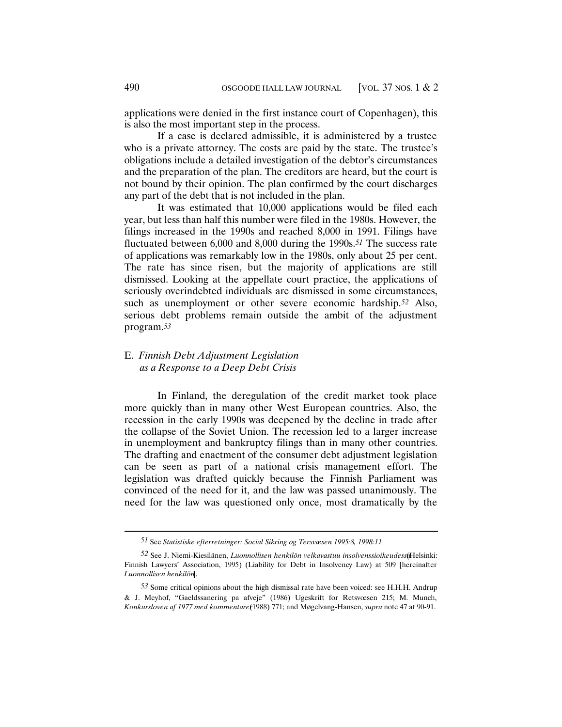applications were denied in the first instance court of Copenhagen), this is also the most important step in the process.

If a case is declared admissible, it is administered by a trustee who is a private attorney. The costs are paid by the state. The trustee's obligations include a detailed investigation of the debtor's circumstances and the preparation of the plan. The creditors are heard, but the court is not bound by their opinion. The plan confirmed by the court discharges any part of the debt that is not included in the plan.

It was estimated that 10,000 applications would be filed each year, but less than half this number were filed in the 1980s. However, the filings increased in the 1990s and reached 8,000 in 1991. Filings have fluctuated between 6,000 and 8,000 during the 1990s.[51] The success rate of applications was remarkably low in the 1980s, only about 25 per cent. The rate has since risen, but the majority of applications are still dismissed. Looking at the appellate court practice, the applications of seriously overindebted individuals are dismissed in some circumstances, such as unemployment or other severe economic hardship.[52] Also, serious debt problems remain outside the ambit of the adjustment program.[53]

## E. *Finnish Debt Adjustment Legislation as a Response to a Deep Debt Crisis*

In Finland, the deregulation of the credit market took place more quickly than in many other West European countries. Also, the recession in the early 1990s was deepened by the decline in trade after the collapse of the Soviet Union. The recession led to a larger increase in unemployment and bankruptcy filings than in many other countries. The drafting and enactment of the consumer debt adjustment legislation can be seen as part of a national crisis management effort. The legislation was drafted quickly because the Finnish Parliament was convinced of the need for it, and the law was passed unanimously. The need for the law was questioned only once, most dramatically by the

---

[51] See *Statistiske efterretninger: Social Sikring og Tersvæsen 1995:8, 1998:11*

[52] See J. Niemi-Kiesiläinen, *Luonnollisen henkilön velkavastuu insolvenssioikeudessa* (Helsinki: Finnish Lawyers' Association, 1995) (Liability for Debt in Insolvency Law) at 509 [hereinafter *Luonnollisen henkilön*].

[53] Some critical opinions about the high dismissal rate have been voiced: see H.H.H. Andrup & J. Meyhof, "Gaeldssanering pa afveje" (1986) Ugeskrift for Retsvœsen 215; M. Munch, *Konkursloven af 1977 med kommentarer* (1988) 771; and Møgelvang-Hansen, *supra* note 47 at 90-91.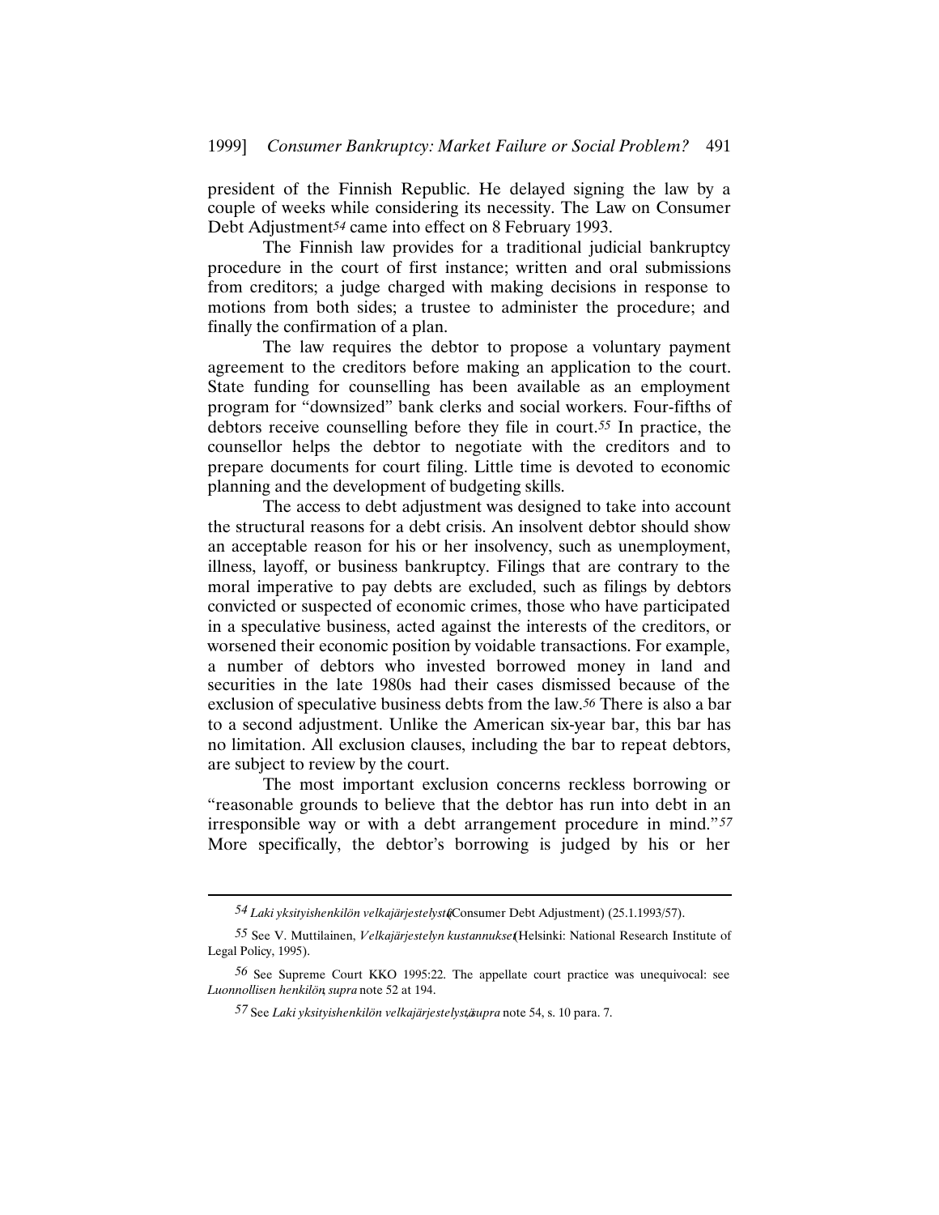president of the Finnish Republic. He delayed signing the law by a couple of weeks while considering its necessity. The Law on Consumer Debt Adjustment[54] came into effect on 8 February 1993.

The Finnish law provides for a traditional judicial bankruptcy procedure in the court of first instance; written and oral submissions from creditors; a judge charged with making decisions in response to motions from both sides; a trustee to administer the procedure; and finally the confirmation of a plan.

The law requires the debtor to propose a voluntary payment agreement to the creditors before making an application to the court. State funding for counselling has been available as an employment program for "downsized" bank clerks and social workers. Four-fifths of debtors receive counselling before they file in court.[55] In practice, the counsellor helps the debtor to negotiate with the creditors and to prepare documents for court filing. Little time is devoted to economic planning and the development of budgeting skills.

The access to debt adjustment was designed to take into account the structural reasons for a debt crisis. An insolvent debtor should show an acceptable reason for his or her insolvency, such as unemployment, illness, layoff, or business bankruptcy. Filings that are contrary to the moral imperative to pay debts are excluded, such as filings by debtors convicted or suspected of economic crimes, those who have participated in a speculative business, acted against the interests of the creditors, or worsened their economic position by voidable transactions. For example, a number of debtors who invested borrowed money in land and securities in the late 1980s had their cases dismissed because of the exclusion of speculative business debts from the law.[56] There is also a bar to a second adjustment. Unlike the American six-year bar, this bar has no limitation. All exclusion clauses, including the bar to repeat debtors, are subject to review by the court.

The most important exclusion concerns reckless borrowing or "reasonable grounds to believe that the debtor has run into debt in an irresponsible way or with a debt arrangement procedure in mind."[57] More specifically, the debtor's borrowing is judged by his or her

---

[54] *Laki yksityishenkilön velkajärjestelystä* (Consumer Debt Adjustment) (25.1.1993/57).

[55] See V. Muttilainen, *Velkajärjestelyn kustannukset* (Helsinki: National Research Institute of Legal Policy, 1995).

[56] See Supreme Court KKO 1995:22. The appellate court practice was unequivocal: see *Luonnollisen henkilön*, *supra* note 52 at 194.

[57] See *Laki yksityishenkilön velkajärjestelystä*, *supra* note 54, s. 10 para. 7.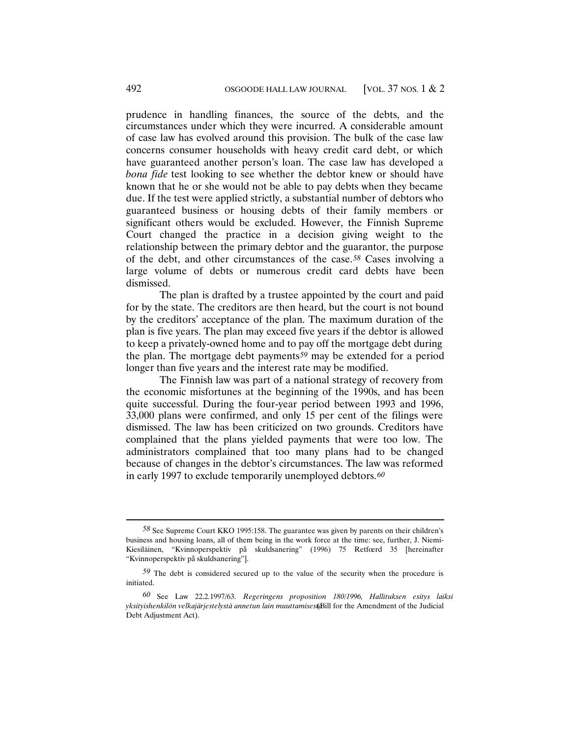prudence in handling finances, the source of the debts, and the circumstances under which they were incurred. A considerable amount of case law has evolved around this provision. The bulk of the case law concerns consumer households with heavy credit card debt, or which have guaranteed another person's loan. The case law has developed a *bona fide* test looking to see whether the debtor knew or should have known that he or she would not be able to pay debts when they became due. If the test were applied strictly, a substantial number of debtors who guaranteed business or housing debts of their family members or significant others would be excluded. However, the Finnish Supreme Court changed the practice in a decision giving weight to the relationship between the primary debtor and the guarantor, the purpose of the debt, and other circumstances of the case.[58] Cases involving a large volume of debts or numerous credit card debts have been dismissed.

The plan is drafted by a trustee appointed by the court and paid for by the state. The creditors are then heard, but the court is not bound by the creditors' acceptance of the plan. The maximum duration of the plan is five years. The plan may exceed five years if the debtor is allowed to keep a privately-owned home and to pay off the mortgage debt during the plan. The mortgage debt payments[59] may be extended for a period longer than five years and the interest rate may be modified.

The Finnish law was part of a national strategy of recovery from the economic misfortunes at the beginning of the 1990s, and has been quite successful. During the four-year period between 1993 and 1996, 33,000 plans were confirmed, and only 15 per cent of the filings were dismissed. The law has been criticized on two grounds. Creditors have complained that the plans yielded payments that were too low. The administrators complained that too many plans had to be changed because of changes in the debtor's circumstances. The law was reformed in early 1997 to exclude temporarily unemployed debtors.[60]

---

[58] See Supreme Court KKO 1995:158. The guarantee was given by parents on their children's business and housing loans, all of them being in the work force at the time: see, further, J. Niemi-Kiesiläinen, "Kvinnoperspektiv på skuldsanering" (1996) 75 Retfœrd 35 [hereinafter "Kvinnoperspektiv på skuldsanering"].

[59] The debt is considered secured up to the value of the security when the procedure is initiated.

[60] See Law 22.2.1997/63. *Regeringens proposition 180/1996, Hallituksen esitys laiksi yksityishenkilön velkajärjestelystä annetun lain muuttamisesta* (Bill for the Amendment of the Judicial Debt Adjustment Act).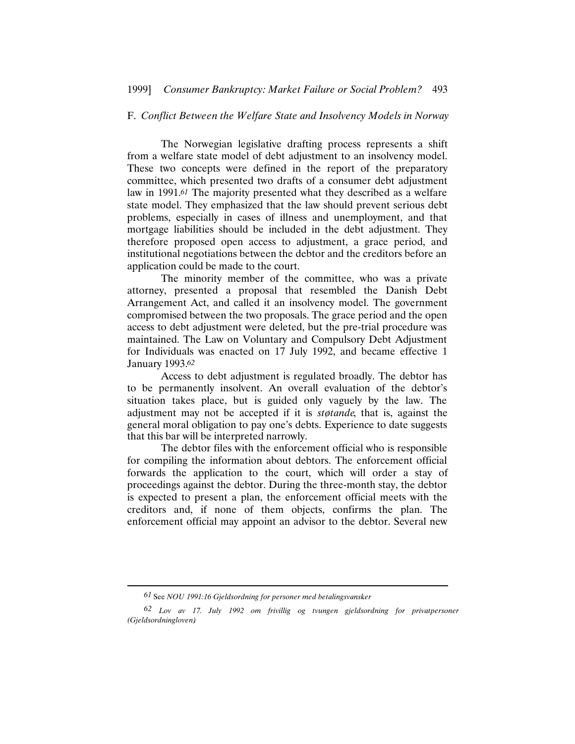### F. *Conflict Between the Welfare State and Insolvency Models in Norway*

The Norwegian legislative drafting process represents a shift from a welfare state model of debt adjustment to an insolvency model. These two concepts were defined in the report of the preparatory committee, which presented two drafts of a consumer debt adjustment law in 1991.[61] The majority presented what they described as a welfare state model. They emphasized that the law should prevent serious debt problems, especially in cases of illness and unemployment, and that mortgage liabilities should be included in the debt adjustment. They therefore proposed open access to adjustment, a grace period, and institutional negotiations between the debtor and the creditors before an application could be made to the court.

The minority member of the committee, who was a private attorney, presented a proposal that resembled the Danish Debt Arrangement Act, and called it an insolvency model. The government compromised between the two proposals. The grace period and the open access to debt adjustment were deleted, but the pre-trial procedure was maintained. The Law on Voluntary and Compulsory Debt Adjustment for Individuals was enacted on 17 July 1992, and became effective 1 January 1993.[62]

Access to debt adjustment is regulated broadly. The debtor has to be permanently insolvent. An overall evaluation of the debtor's situation takes place, but is guided only vaguely by the law. The adjustment may not be accepted if it is *støtande*, that is, against the general moral obligation to pay one's debts. Experience to date suggests that this bar will be interpreted narrowly.

The debtor files with the enforcement official who is responsible for compiling the information about debtors. The enforcement official forwards the application to the court, which will order a stay of proceedings against the debtor. During the three-month stay, the debtor is expected to present a plan, the enforcement official meets with the creditors and, if none of them objects, confirms the plan. The enforcement official may appoint an advisor to the debtor. Several new

---

[61] See *NOU 1991:16 Gjeldsordning for personer med betalingsvansker*

[62] *Lov av 17. July 1992 om frivillig og tvungen gjeldsordning for privatpersoner (Gjeldsordningloven)*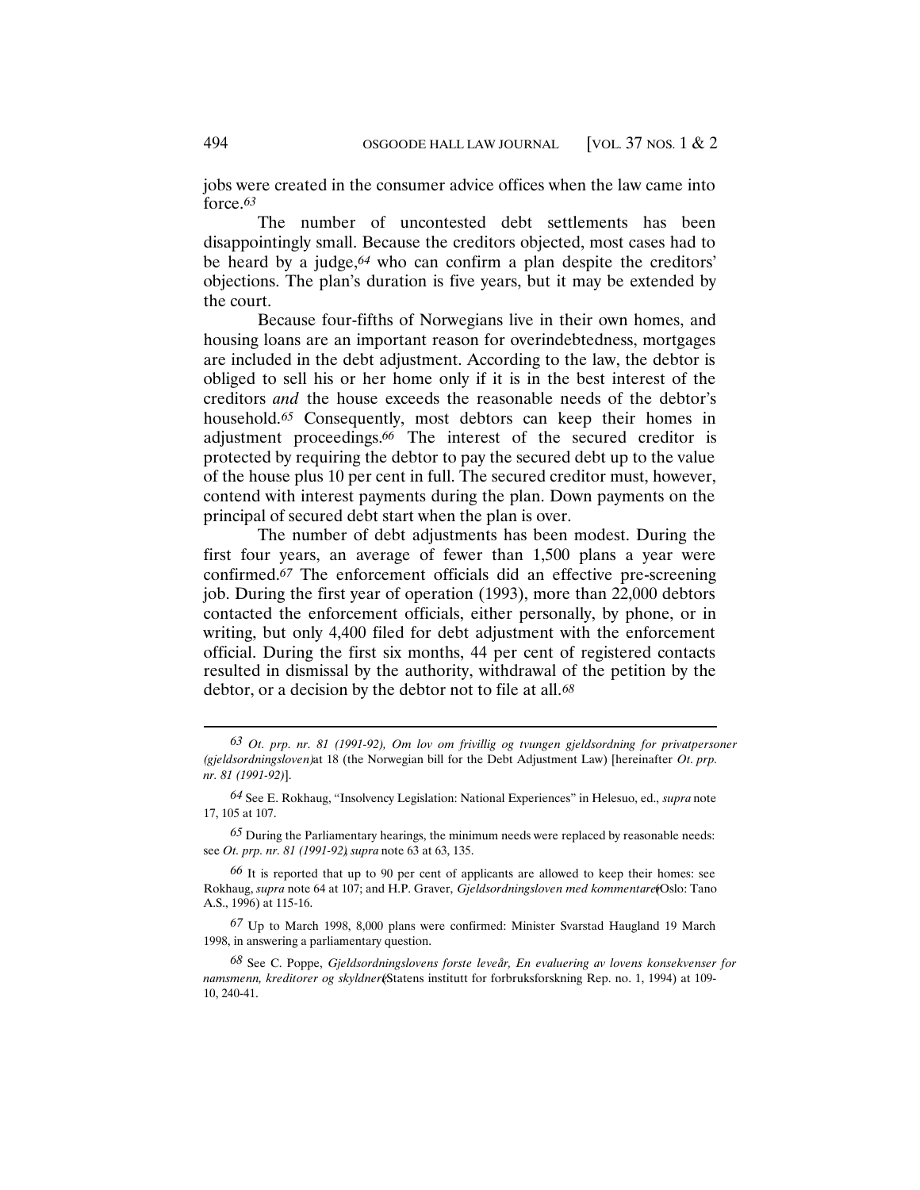jobs were created in the consumer advice offices when the law came into force.[63]

The number of uncontested debt settlements has been disappointingly small. Because the creditors objected, most cases had to be heard by a judge,[64] who can confirm a plan despite the creditors' objections. The plan's duration is five years, but it may be extended by the court.

Because four-fifths of Norwegians live in their own homes, and housing loans are an important reason for overindebtedness, mortgages are included in the debt adjustment. According to the law, the debtor is obliged to sell his or her home only if it is in the best interest of the creditors *and* the house exceeds the reasonable needs of the debtor's household.[65] Consequently, most debtors can keep their homes in adjustment proceedings.[66] The interest of the secured creditor is protected by requiring the debtor to pay the secured debt up to the value of the house plus 10 per cent in full. The secured creditor must, however, contend with interest payments during the plan. Down payments on the principal of secured debt start when the plan is over.

The number of debt adjustments has been modest. During the first four years, an average of fewer than 1,500 plans a year were confirmed.[67] The enforcement officials did an effective pre-screening job. During the first year of operation (1993), more than 22,000 debtors contacted the enforcement officials, either personally, by phone, or in writing, but only 4,400 filed for debt adjustment with the enforcement official. During the first six months, 44 per cent of registered contacts resulted in dismissal by the authority, withdrawal of the petition by the debtor, or a decision by the debtor not to file at all.[68]

---

[63] *Ot. prp. nr. 81 (1991-92), Om lov om frivillig og tvungen gjeldsordning for privatpersoner (gjeldsordningsloven)* at 18 (the Norwegian bill for the Debt Adjustment Law) [hereinafter *Ot. prp. nr. 81 (1991-92)*].

[64] See E. Rokhaug, "Insolvency Legislation: National Experiences" in Helesuo, ed., *supra* note 17, 105 at 107.

[65] During the Parliamentary hearings, the minimum needs were replaced by reasonable needs: see *Ot. prp. nr. 81 (1991-92)*, *supra* note 63 at 63, 135.

[66] It is reported that up to 90 per cent of applicants are allowed to keep their homes: see Rokhaug, *supra* note 64 at 107; and H.P. Graver, *Gjeldsordningsloven med kommentarer* (Oslo: Tano A.S., 1996) at 115-16.

[67] Up to March 1998, 8,000 plans were confirmed: Minister Svarstad Haugland 19 March 1998, in answering a parliamentary question.

[68] See C. Poppe, *Gjeldsordningslovens første leveår, En evaluering av lovens konsekvenser for namsmenn, kreditorer og skyldnere* (Statens institutt for forbruksforskning Rep. no. 1, 1994) at 109-10, 240-41.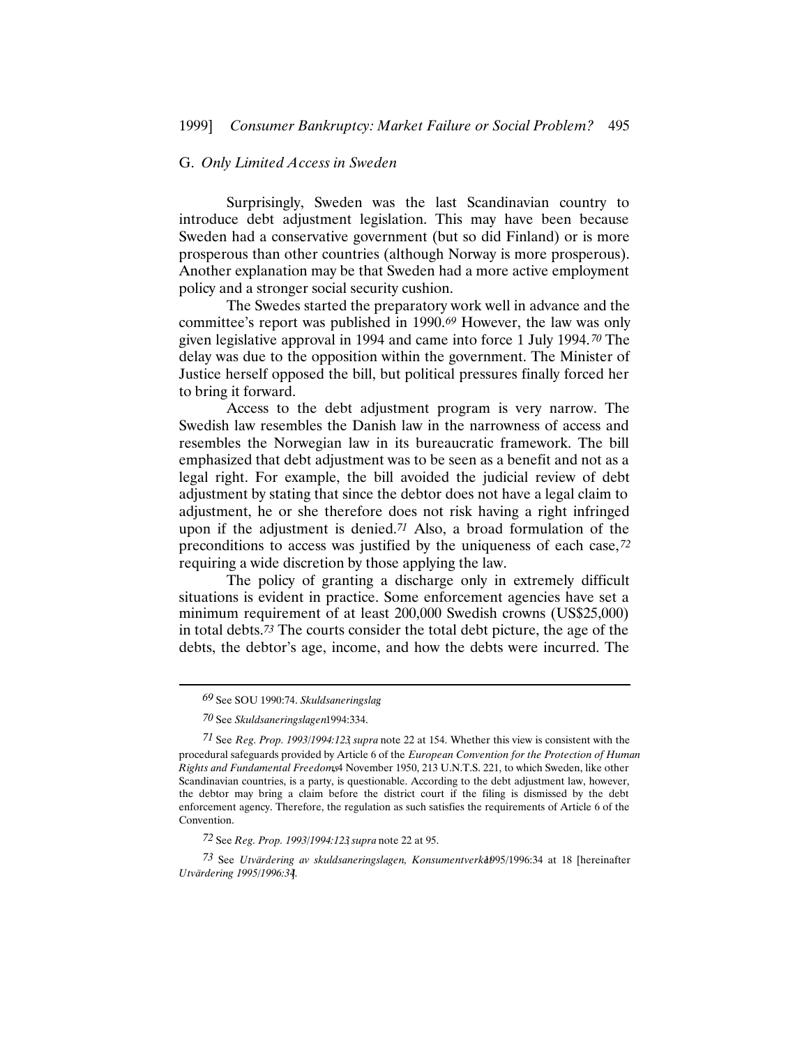## G. *Only Limited Access in Sweden*

Surprisingly, Sweden was the last Scandinavian country to introduce debt adjustment legislation. This may have been because Sweden had a conservative government (but so did Finland) or is more prosperous than other countries (although Norway is more prosperous). Another explanation may be that Sweden had a more active employment policy and a stronger social security cushion.

The Swedes started the preparatory work well in advance and the committee's report was published in 1990.[69] However, the law was only given legislative approval in 1994 and came into force 1 July 1994.[70] The delay was due to the opposition within the government. The Minister of Justice herself opposed the bill, but political pressures finally forced her to bring it forward.

Access to the debt adjustment program is very narrow. The Swedish law resembles the Danish law in the narrowness of access and resembles the Norwegian law in its bureaucratic framework. The bill emphasized that debt adjustment was to be seen as a benefit and not as a legal right. For example, the bill avoided the judicial review of debt adjustment by stating that since the debtor does not have a legal claim to adjustment, he or she therefore does not risk having a right infringed upon if the adjustment is denied.[71] Also, a broad formulation of the preconditions to access was justified by the uniqueness of each case,[72] requiring a wide discretion by those applying the law.

The policy of granting a discharge only in extremely difficult situations is evident in practice. Some enforcement agencies have set a minimum requirement of at least 200,000 Swedish crowns (US$25,000) in total debts.[73] The courts consider the total debt picture, the age of the debts, the debtor's age, income, and how the debts were incurred. The

---

[69] See SOU 1990:74. *Skuldsaneringslag*

[70] See *Skuldsaneringslagen* 1994:334.

[71] See *Reg. Prop. 1993/1994:123*, *supra* note 22 at 154. Whether this view is consistent with the procedural safeguards provided by Article 6 of the *European Convention for the Protection of Human Rights and Fundamental Freedoms*, 4 November 1950, 213 U.N.T.S. 221, to which Sweden, like other Scandinavian countries, is a party, is questionable. According to the debt adjustment law, however, the debtor may bring a claim before the district court if the filing is dismissed by the debt enforcement agency. Therefore, the regulation as such satisfies the requirements of Article 6 of the Convention.

[72] See *Reg. Prop. 1993/1994:123*, *supra* note 22 at 95.

[73] See *Utvärdering av skuldsaneringslagen, Konsumentverket* 1995/1996:34 at 18 [hereinafter *Utvärdering 1995/1996:34*].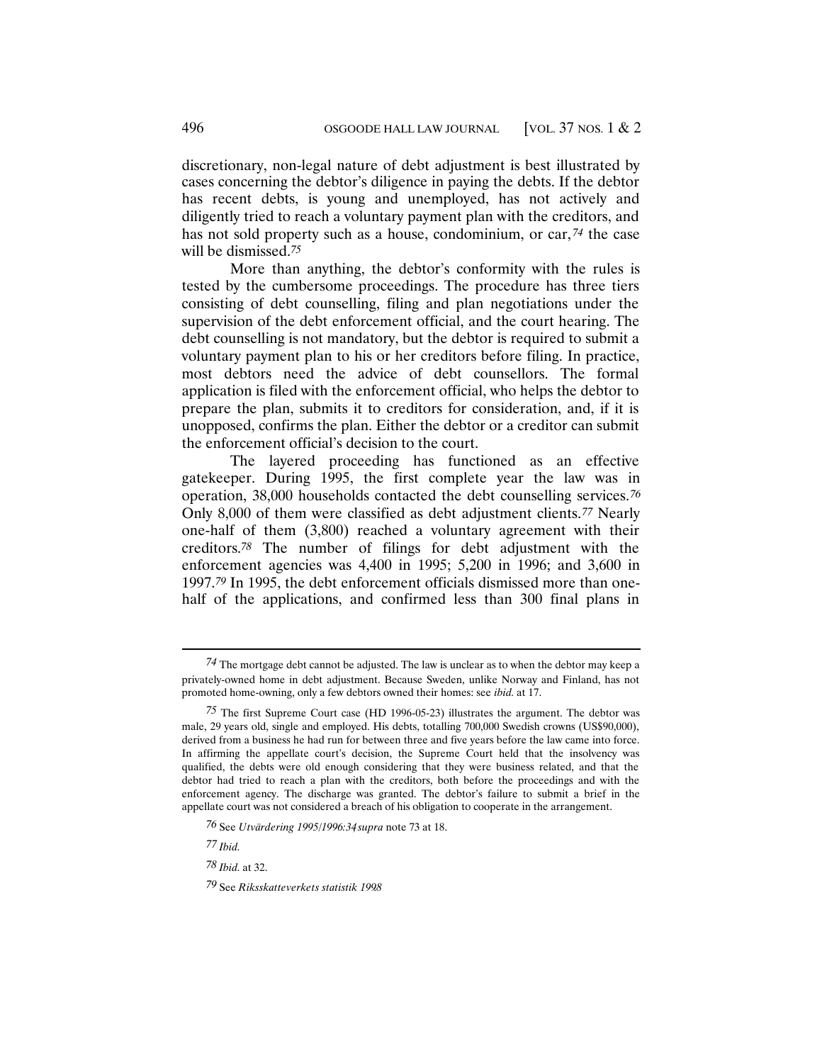discretionary, non-legal nature of debt adjustment is best illustrated by cases concerning the debtor's diligence in paying the debts. If the debtor has recent debts, is young and unemployed, has not actively and diligently tried to reach a voluntary payment plan with the creditors, and has not sold property such as a house, condominium, or car,[74] the case will be dismissed.[75]

More than anything, the debtor's conformity with the rules is tested by the cumbersome proceedings. The procedure has three tiers consisting of debt counselling, filing and plan negotiations under the supervision of the debt enforcement official, and the court hearing. The debt counselling is not mandatory, but the debtor is required to submit a voluntary payment plan to his or her creditors before filing. In practice, most debtors need the advice of debt counsellors. The formal application is filed with the enforcement official, who helps the debtor to prepare the plan, submits it to creditors for consideration, and, if it is unopposed, confirms the plan. Either the debtor or a creditor can submit the enforcement official's decision to the court.

The layered proceeding has functioned as an effective gatekeeper. During 1995, the first complete year the law was in operation, 38,000 households contacted the debt counselling services.[76] Only 8,000 of them were classified as debt adjustment clients.[77] Nearly one-half of them (3,800) reached a voluntary agreement with their creditors.[78] The number of filings for debt adjustment with the enforcement agencies was 4,400 in 1995; 5,200 in 1996; and 3,600 in 1997.[79] In 1995, the debt enforcement officials dismissed more than one-half of the applications, and confirmed less than 300 final plans in

---

[74] The mortgage debt cannot be adjusted. The law is unclear as to when the debtor may keep a privately-owned home in debt adjustment. Because Sweden, unlike Norway and Finland, has not promoted home-owning, only a few debtors owned their homes: see *ibid.* at 17.

[75] The first Supreme Court case (HD 1996-05-23) illustrates the argument. The debtor was male, 29 years old, single and employed. His debts, totalling 700,000 Swedish crowns (US$90,000), derived from a business he had run for between three and five years before the law came into force. In affirming the appellate court's decision, the Supreme Court held that the insolvency was qualified, the debts were old enough considering that they were business related, and that the debtor had tried to reach a plan with the creditors, both before the proceedings and with the enforcement agency. The discharge was granted. The debtor's failure to submit a brief in the appellate court was not considered a breach of his obligation to cooperate in the arrangement.

[76] See *Utvärdering 1995/1996:34 supra* note 73 at 18.

[77] *Ibid.*

[78] *Ibid.* at 32.

[79] See *Riksskatteverkets statistik 1998*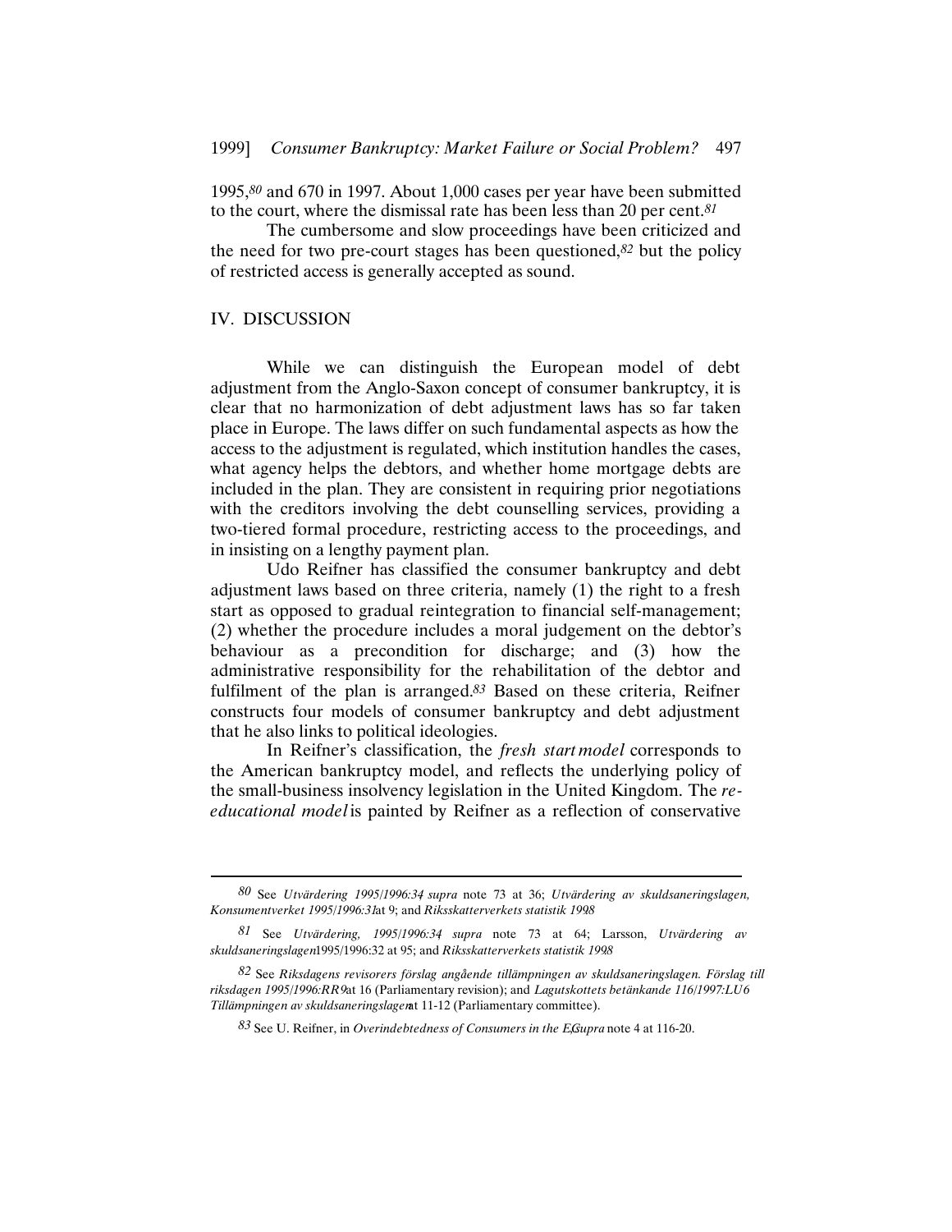1995,[80] and 670 in 1997. About 1,000 cases per year have been submitted to the court, where the dismissal rate has been less than 20 per cent.[81]

The cumbersome and slow proceedings have been criticized and the need for two pre-court stages has been questioned,[82] but the policy of restricted access is generally accepted as sound.

## IV. DISCUSSION

While we can distinguish the European model of debt adjustment from the Anglo-Saxon concept of consumer bankruptcy, it is clear that no harmonization of debt adjustment laws has so far taken place in Europe. The laws differ on such fundamental aspects as how the access to the adjustment is regulated, which institution handles the cases, what agency helps the debtors, and whether home mortgage debts are included in the plan. They are consistent in requiring prior negotiations with the creditors involving the debt counselling services, providing a two-tiered formal procedure, restricting access to the proceedings, and in insisting on a lengthy payment plan.

Udo Reifner has classified the consumer bankruptcy and debt adjustment laws based on three criteria, namely (1) the right to a fresh start as opposed to gradual reintegration to financial self-management; (2) whether the procedure includes a moral judgement on the debtor's behaviour as a precondition for discharge; and (3) how the administrative responsibility for the rehabilitation of the debtor and fulfilment of the plan is arranged.[83] Based on these criteria, Reifner constructs four models of consumer bankruptcy and debt adjustment that he also links to political ideologies.

In Reifner's classification, the *fresh start model* corresponds to the American bankruptcy model, and reflects the underlying policy of the small-business insolvency legislation in the United Kingdom. The *re-educational model* is painted by Reifner as a reflection of conservative

---

[80] See *Utvärdering 1995/1996:34 supra* note 73 at 36; *Utvärdering av skuldsaneringslagen, Konsumentverket 1995/1996:31* at 9; and *Riksskatterverkets statistik 1998*.

[81] See *Utvärdering, 1995/1996:34, supra* note 73 at 64; Larsson, *Utvärdering av skuldsaneringslagen* 1995/1996:32 at 95; and *Riksskatterverkets statistik 1998*.

[82] See *Riksdagens revisorers förslag angående tillämpningen av skuldsaneringslagen. Förslag till riksdagen 1995/1996:RR9* at 16 (Parliamentary revision); and *Lagutskottets betänkande 116/1997:LU6 Tillämpningen av skuldsaneringslagen* at 11-12 (Parliamentary committee).

[83] See U. Reifner, in *Overindebtedness of Consumers in the EC*, *supra* note 4 at 116-20.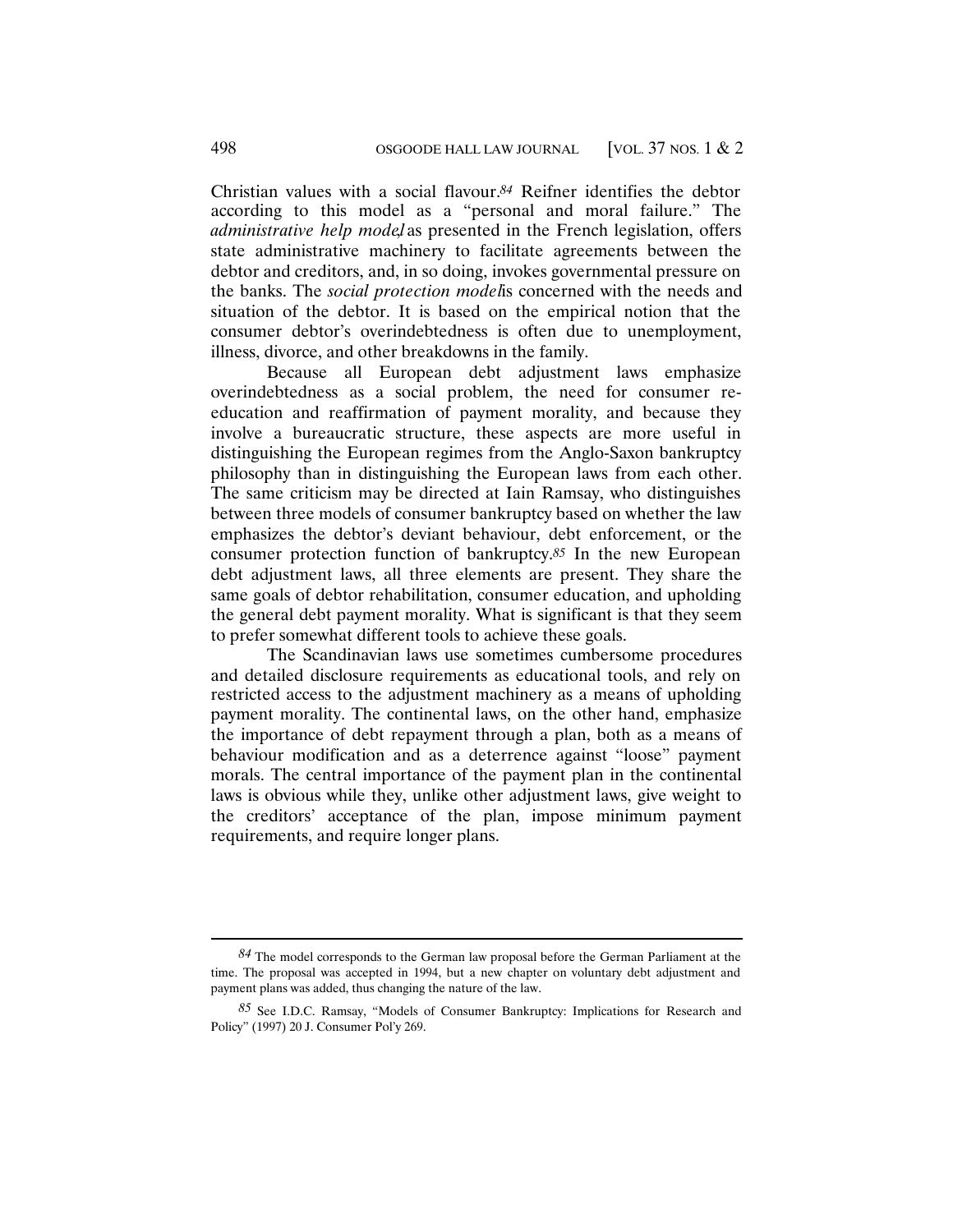Christian values with a social flavour.[84] Reifner identifies the debtor according to this model as a "personal and moral failure." The *administrative help model*, as presented in the French legislation, offers state administrative machinery to facilitate agreements between the debtor and creditors, and, in so doing, invokes governmental pressure on the banks. The *social protection model* is concerned with the needs and situation of the debtor. It is based on the empirical notion that the consumer debtor's overindebtedness is often due to unemployment, illness, divorce, and other breakdowns in the family.

Because all European debt adjustment laws emphasize overindebtedness as a social problem, the need for consumer re-education and reaffirmation of payment morality, and because they involve a bureaucratic structure, these aspects are more useful in distinguishing the European regimes from the Anglo-Saxon bankruptcy philosophy than in distinguishing the European laws from each other. The same criticism may be directed at Iain Ramsay, who distinguishes between three models of consumer bankruptcy based on whether the law emphasizes the debtor's deviant behaviour, debt enforcement, or the consumer protection function of bankruptcy.[85] In the new European debt adjustment laws, all three elements are present. They share the same goals of debtor rehabilitation, consumer education, and upholding the general debt payment morality. What is significant is that they seem to prefer somewhat different tools to achieve these goals.

The Scandinavian laws use sometimes cumbersome procedures and detailed disclosure requirements as educational tools, and rely on restricted access to the adjustment machinery as a means of upholding payment morality. The continental laws, on the other hand, emphasize the importance of debt repayment through a plan, both as a means of behaviour modification and as a deterrence against "loose" payment morals. The central importance of the payment plan in the continental laws is obvious while they, unlike other adjustment laws, give weight to the creditors' acceptance of the plan, impose minimum payment requirements, and require longer plans.

---

[84] The model corresponds to the German law proposal before the German Parliament at the time. The proposal was accepted in 1994, but a new chapter on voluntary debt adjustment and payment plans was added, thus changing the nature of the law.

[85] See I.D.C. Ramsay, "Models of Consumer Bankruptcy: Implications for Research and Policy" (1997) 20 J. Consumer Pol'y 269.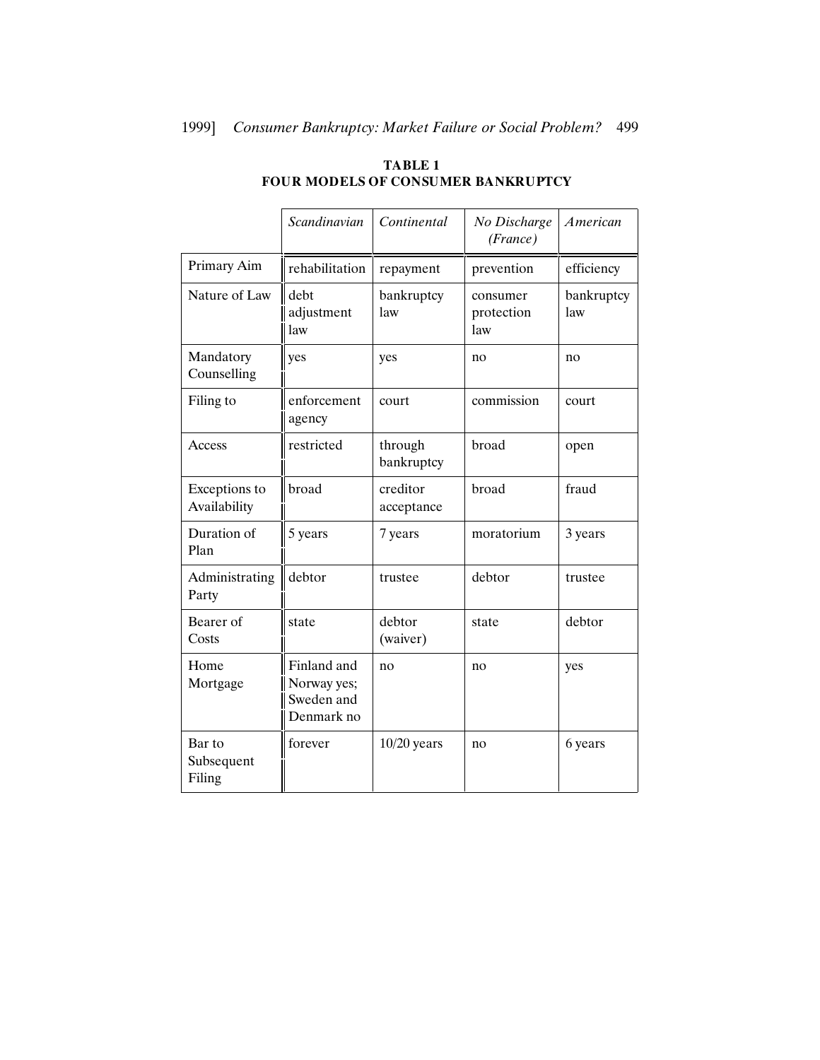**TABLE 1**
**FOUR MODELS OF CONSUMER BANKRUPTCY**

| | *Scandinavian* | *Continental* | *No Discharge (France)* | *American* |
|---|---|---|---|---|
| Primary Aim | rehabilitation | repayment | prevention | efficiency |
| Nature of Law | debt adjustment law | bankruptcy law | consumer protection law | bankruptcy law |
| Mandatory Counselling | yes | yes | no | no |
| Filing to | enforcement agency | court | commission | court |
| Access | restricted | through bankruptcy | broad | open |
| Exceptions to Availability | broad | creditor acceptance | broad | fraud |
| Duration of Plan | 5 years | 7 years | moratorium | 3 years |
| Administrating Party | debtor | trustee | debtor | trustee |
| Bearer of Costs | state | debtor (waiver) | state | debtor |
| Home Mortgage | Finland and Norway yes; Sweden and Denmark no | no | no | yes |
| Bar to Subsequent Filing | forever | 10/20 years | no | 6 years |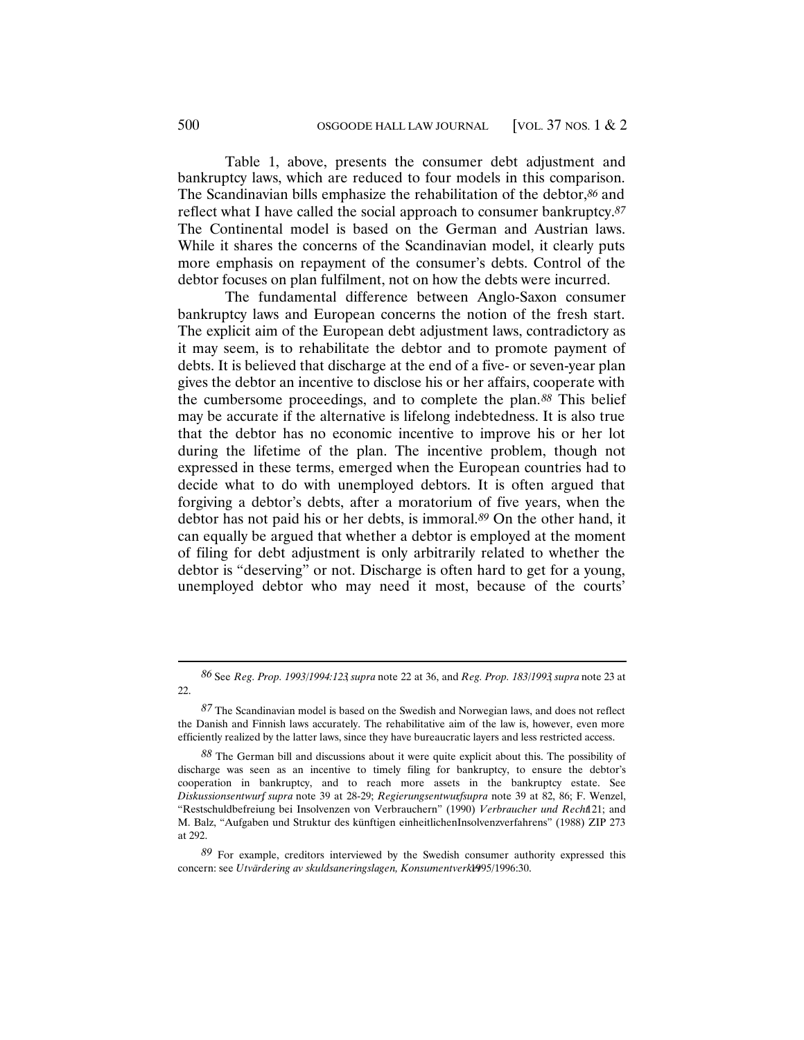Table 1, above, presents the consumer debt adjustment and bankruptcy laws, which are reduced to four models in this comparison. The Scandinavian bills emphasize the rehabilitation of the debtor,[86] and reflect what I have called the social approach to consumer bankruptcy.[87] The Continental model is based on the German and Austrian laws. While it shares the concerns of the Scandinavian model, it clearly puts more emphasis on repayment of the consumer's debts. Control of the debtor focuses on plan fulfilment, not on how the debts were incurred.

The fundamental difference between Anglo-Saxon consumer bankruptcy laws and European concerns the notion of the fresh start. The explicit aim of the European debt adjustment laws, contradictory as it may seem, is to rehabilitate the debtor and to promote payment of debts. It is believed that discharge at the end of a five- or seven-year plan gives the debtor an incentive to disclose his or her affairs, cooperate with the cumbersome proceedings, and to complete the plan.[88] This belief may be accurate if the alternative is lifelong indebtedness. It is also true that the debtor has no economic incentive to improve his or her lot during the lifetime of the plan. The incentive problem, though not expressed in these terms, emerged when the European countries had to decide what to do with unemployed debtors. It is often argued that forgiving a debtor's debts, after a moratorium of five years, when the debtor has not paid his or her debts, is immoral.[89] On the other hand, it can equally be argued that whether a debtor is employed at the moment of filing for debt adjustment is only arbitrarily related to whether the debtor is "deserving" or not. Discharge is often hard to get for a young, unemployed debtor who may need it most, because of the courts'

---

[86] See *Reg. Prop. 1993/1994:123*, *supra* note 22 at 36, and *Reg. Prop. 183/1993*, *supra* note 23 at 22.

[87] The Scandinavian model is based on the Swedish and Norwegian laws, and does not reflect the Danish and Finnish laws accurately. The rehabilitative aim of the law is, however, even more efficiently realized by the latter laws, since they have bureaucratic layers and less restricted access.

[88] The German bill and discussions about it were quite explicit about this. The possibility of discharge was seen as an incentive to timely filing for bankruptcy, to ensure the debtor's cooperation in bankruptcy, and to reach more assets in the bankruptcy estate. See *Diskussionsentwurf supra* note 39 at 28-29; *Regierungsentwurf supra* note 39 at 82, 86; F. Wenzel, "Restschuldbefreiung bei Insolvenzen von Verbrauchern" (1990) *Verbraucher und Recht* 121; and M. Balz, "Aufgaben und Struktur des künftigen einheitlichen Insolvenzverfahrens" (1988) ZIP 273 at 292.

[89] For example, creditors interviewed by the Swedish consumer authority expressed this concern: see *Utvärdering av skuldsaneringslagen, Konsumentverket* 1995/1996:30.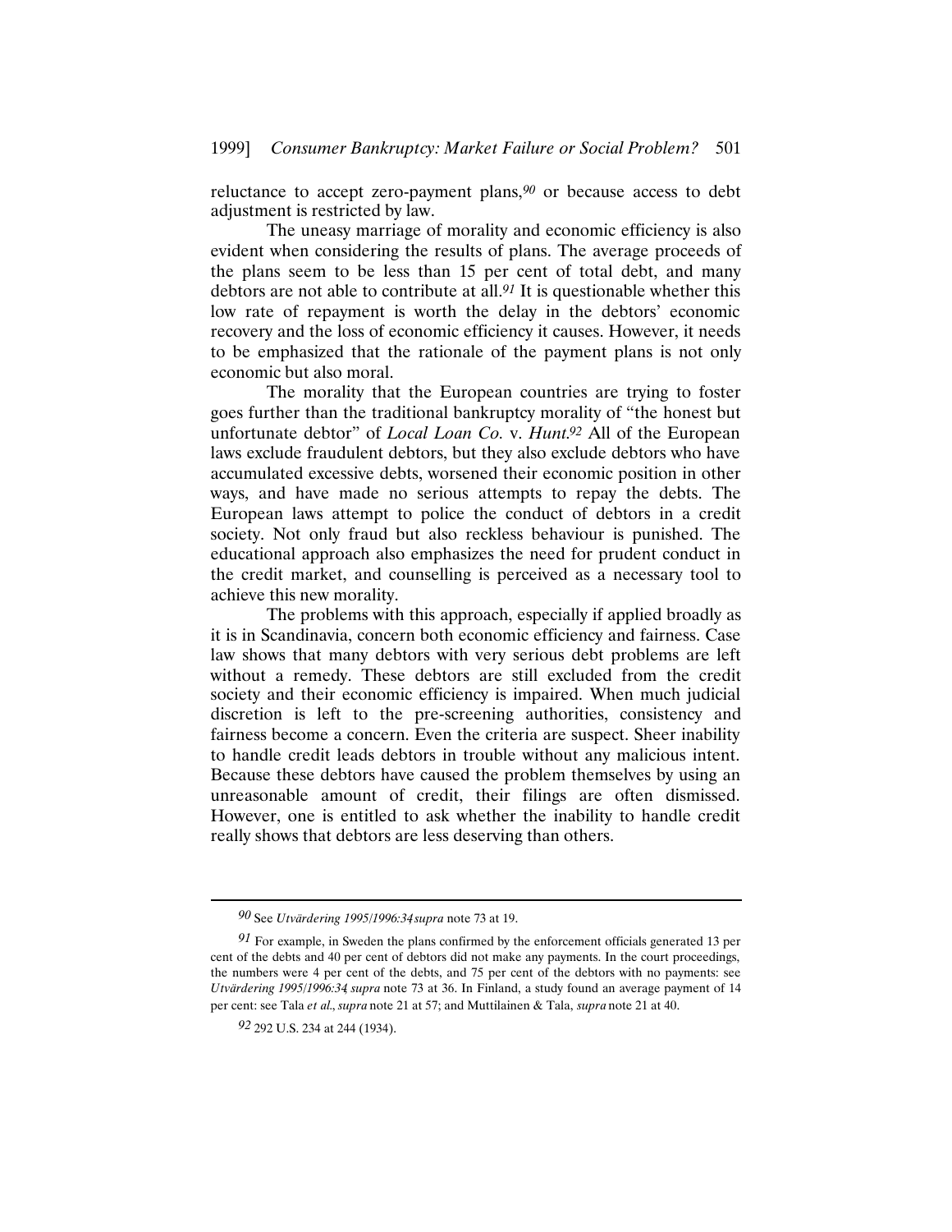reluctance to accept zero-payment plans,[90] or because access to debt adjustment is restricted by law.

The uneasy marriage of morality and economic efficiency is also evident when considering the results of plans. The average proceeds of the plans seem to be less than 15 per cent of total debt, and many debtors are not able to contribute at all.[91] It is questionable whether this low rate of repayment is worth the delay in the debtors' economic recovery and the loss of economic efficiency it causes. However, it needs to be emphasized that the rationale of the payment plans is not only economic but also moral.

The morality that the European countries are trying to foster goes further than the traditional bankruptcy morality of "the honest but unfortunate debtor" of *Local Loan Co.* v. *Hunt*.[92] All of the European laws exclude fraudulent debtors, but they also exclude debtors who have accumulated excessive debts, worsened their economic position in other ways, and have made no serious attempts to repay the debts. The European laws attempt to police the conduct of debtors in a credit society. Not only fraud but also reckless behaviour is punished. The educational approach also emphasizes the need for prudent conduct in the credit market, and counselling is perceived as a necessary tool to achieve this new morality.

The problems with this approach, especially if applied broadly as it is in Scandinavia, concern both economic efficiency and fairness. Case law shows that many debtors with very serious debt problems are left without a remedy. These debtors are still excluded from the credit society and their economic efficiency is impaired. When much judicial discretion is left to the pre-screening authorities, consistency and fairness become a concern. Even the criteria are suspect. Sheer inability to handle credit leads debtors in trouble without any malicious intent. Because these debtors have caused the problem themselves by using an unreasonable amount of credit, their filings are often dismissed. However, one is entitled to ask whether the inability to handle credit really shows that debtors are less deserving than others.

---

[90] See *Utvärdering 1995/1996:34*, *supra* note 73 at 19.

[91] For example, in Sweden the plans confirmed by the enforcement officials generated 13 per cent of the debts and 40 per cent of debtors did not make any payments. In the court proceedings, the numbers were 4 per cent of the debts, and 75 per cent of the debtors with no payments: see *Utvärdering 1995/1996:34*, *supra* note 73 at 36. In Finland, a study found an average payment of 14 per cent: see Tala *et al.*, *supra* note 21 at 57; and Muttilainen & Tala, *supra* note 21 at 40.

[92] 292 U.S. 234 at 244 (1934).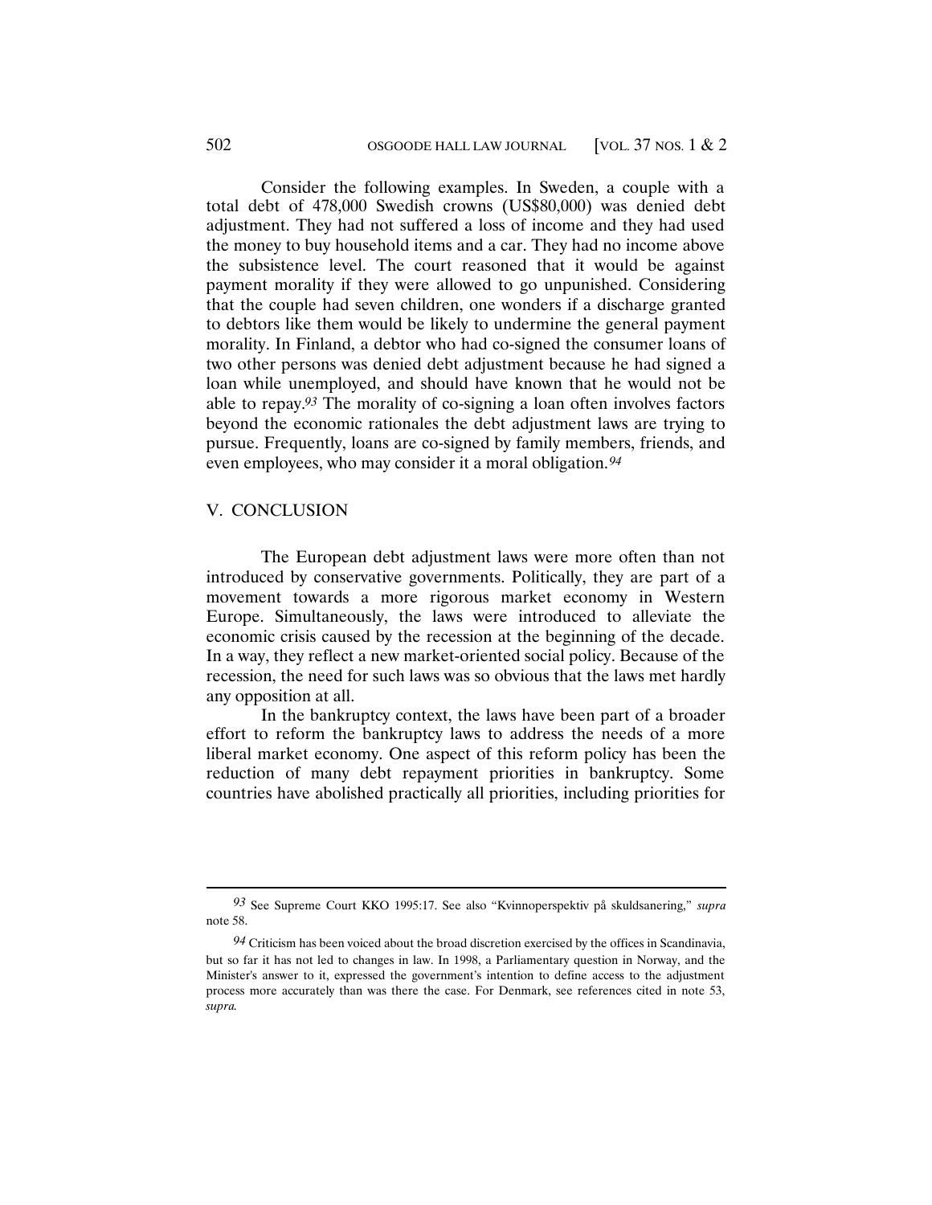Consider the following examples. In Sweden, a couple with a total debt of 478,000 Swedish crowns (US$80,000) was denied debt adjustment. They had not suffered a loss of income and they had used the money to buy household items and a car. They had no income above the subsistence level. The court reasoned that it would be against payment morality if they were allowed to go unpunished. Considering that the couple had seven children, one wonders if a discharge granted to debtors like them would be likely to undermine the general payment morality. In Finland, a debtor who had co-signed the consumer loans of two other persons was denied debt adjustment because he had signed a loan while unemployed, and should have known that he would not be able to repay.[93] The morality of co-signing a loan often involves factors beyond the economic rationales the debt adjustment laws are trying to pursue. Frequently, loans are co-signed by family members, friends, and even employees, who may consider it a moral obligation.[94]

## V. CONCLUSION

The European debt adjustment laws were more often than not introduced by conservative governments. Politically, they are part of a movement towards a more rigorous market economy in Western Europe. Simultaneously, the laws were introduced to alleviate the economic crisis caused by the recession at the beginning of the decade. In a way, they reflect a new market-oriented social policy. Because of the recession, the need for such laws was so obvious that the laws met hardly any opposition at all.

In the bankruptcy context, the laws have been part of a broader effort to reform the bankruptcy laws to address the needs of a more liberal market economy. One aspect of this reform policy has been the reduction of many debt repayment priorities in bankruptcy. Some countries have abolished practically all priorities, including priorities for

---

[93] See Supreme Court KKO 1995:17. See also "Kvinnoperspektiv på skuldsanering," *supra* note 58.

[94] Criticism has been voiced about the broad discretion exercised by the offices in Scandinavia, but so far it has not led to changes in law. In 1998, a Parliamentary question in Norway, and the Minister's answer to it, expressed the government's intention to define access to the adjustment process more accurately than was there the case. For Denmark, see references cited in note 53, *supra*.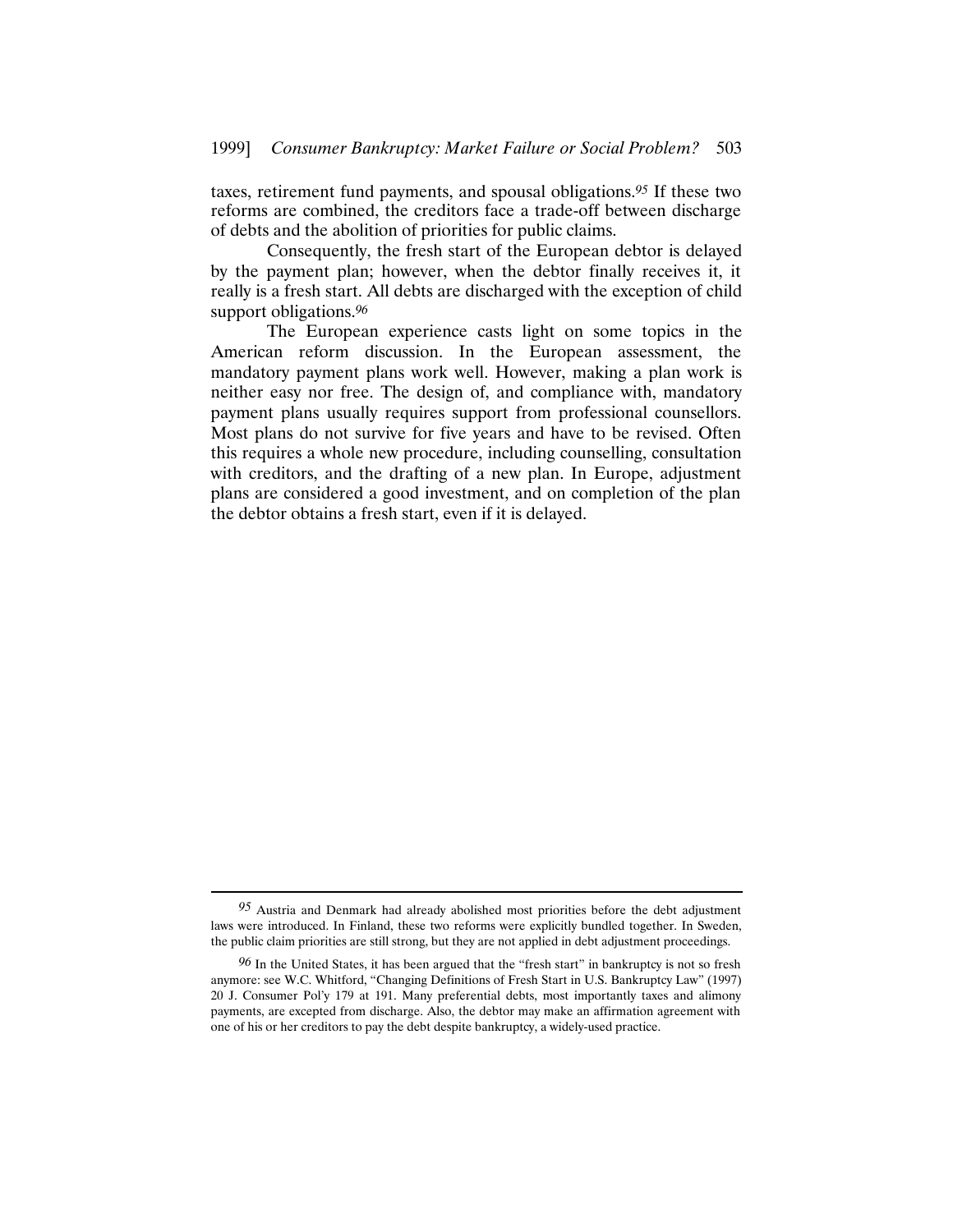taxes, retirement fund payments, and spousal obligations.[95] If these two reforms are combined, the creditors face a trade-off between discharge of debts and the abolition of priorities for public claims.

Consequently, the fresh start of the European debtor is delayed by the payment plan; however, when the debtor finally receives it, it really is a fresh start. All debts are discharged with the exception of child support obligations.[96]

The European experience casts light on some topics in the American reform discussion. In the European assessment, the mandatory payment plans work well. However, making a plan work is neither easy nor free. The design of, and compliance with, mandatory payment plans usually requires support from professional counsellors. Most plans do not survive for five years and have to be revised. Often this requires a whole new procedure, including counselling, consultation with creditors, and the drafting of a new plan. In Europe, adjustment plans are considered a good investment, and on completion of the plan the debtor obtains a fresh start, even if it is delayed.

---

[95] Austria and Denmark had already abolished most priorities before the debt adjustment laws were introduced. In Finland, these two reforms were explicitly bundled together. In Sweden, the public claim priorities are still strong, but they are not applied in debt adjustment proceedings.

[96] In the United States, it has been argued that the "fresh start" in bankruptcy is not so fresh anymore: see W.C. Whitford, "Changing Definitions of Fresh Start in U.S. Bankruptcy Law" (1997) 20 J. Consumer Pol'y 179 at 191. Many preferential debts, most importantly taxes and alimony payments, are excepted from discharge. Also, the debtor may make an affirmation agreement with one of his or her creditors to pay the debt despite bankruptcy, a widely-used practice.